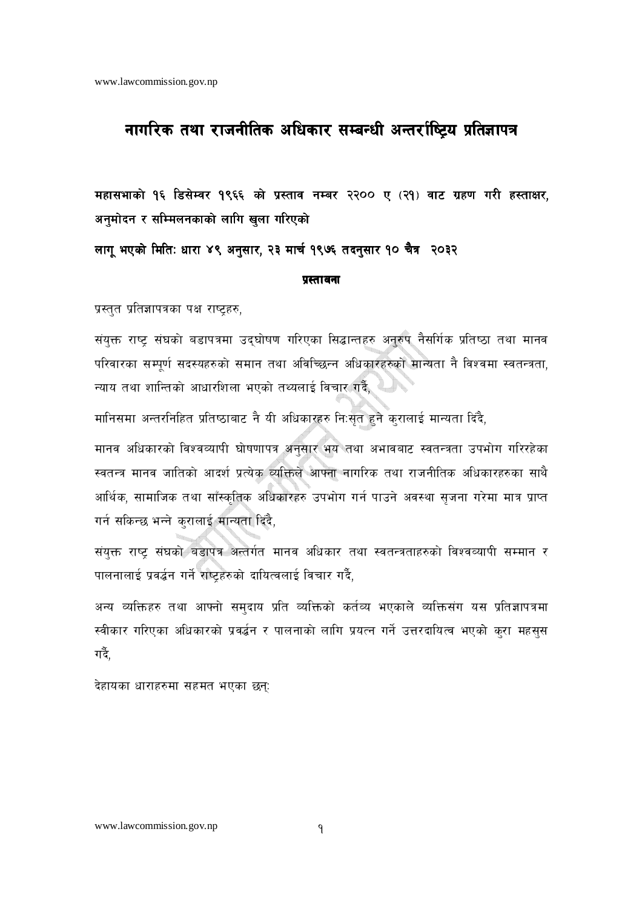# नागरिक तथा राजनीतिक अधिकार सम्बन्धी अन्तर्राष्ट्रिय प्रतिज्ञापत्र

**महासभाको १६ डिसेम्बर १९६६ को प्रस्ताव नम्बर २२०० ए (२१) बाट ग्रहण गरी हस्ताक्षर, अनुमोदन र सम्मिलनकाको लागि खुला गरिएको**

**लागू भएको मितिः धारा ४९ अनुसार, २३ मार्च १९७६ तदनुसार १० चैत्र २०३२**

## प्रस्तावना

प्रस्तुत प्रतिज्ञापत्रका पक्ष राष्ट्रहरु,

संयुक्त राष्ट्र संघको बडापत्रमा उद्घोषण गरिएका सिद्धान्तहरु अनुरुप नैसर्गिक प्रतिष्ठा तथा मानव परिवारका सम्पूर्ण सदस्यहरुको समान तथा अविच्छिन्न अधिकारहरुको मान्यता नै विश्वमा स्वतन्त्रता, न्याय तथा शान्तिको आधारशिला भएको तथ्यलाई विचार गर्दै,

मानिसमा अन्तरनिहित प्रतिष्ठाबाट नै यी अधिकारहरु निःसृत हुने कुरालाई मान्यता दिदै,

मानव अधिकारको विश्वव्यापी घोषणापत्र अनुसार भय तथा अभावबाट स्वतन्त्रता उपभोग गरिरहेका स्वतन्त्र मानव जातिको आदर्श प्रत्येक व्यक्तिले आफ्ना नागरिक तथा राजनीतिक अधिकारहरुका साथै आर्थिक, सामाजिक तथा साँस्कृतिक अधिकारहरु उपभोग गर्न पाउने अवस्था सृजना गरेमा मात्र प्राप्त गर्न सकिन्छ भन्ने कुरालाई मान्यता दिदै,

संयुक्त राष्ट्र संघको बडापत्र अन्तर्गत मानव अधिकार तथा स्वतन्त्रताहरुको विश्वव्यापी सम्मान र पालनालाई प्रवर्द्धन गर्ने राष्ट्रहरुको दायित्वलाई विचार गर्दै,

अन्य व्यक्तिहरु तथा आफ्नो समुदाय प्रति व्यक्तिको कर्तव्य भएकाले व्यक्तिसंग यस प्रतिज्ञापत्रमा स्वीकार गरिएका अधिकारको प्रवर्द्धन र पालनाको लागि प्रयत्न गर्ने उत्तरदायित्व भएको कुरा महसुस गर्दै,

देहायका धाराहरुमा सहमत भएका छन्: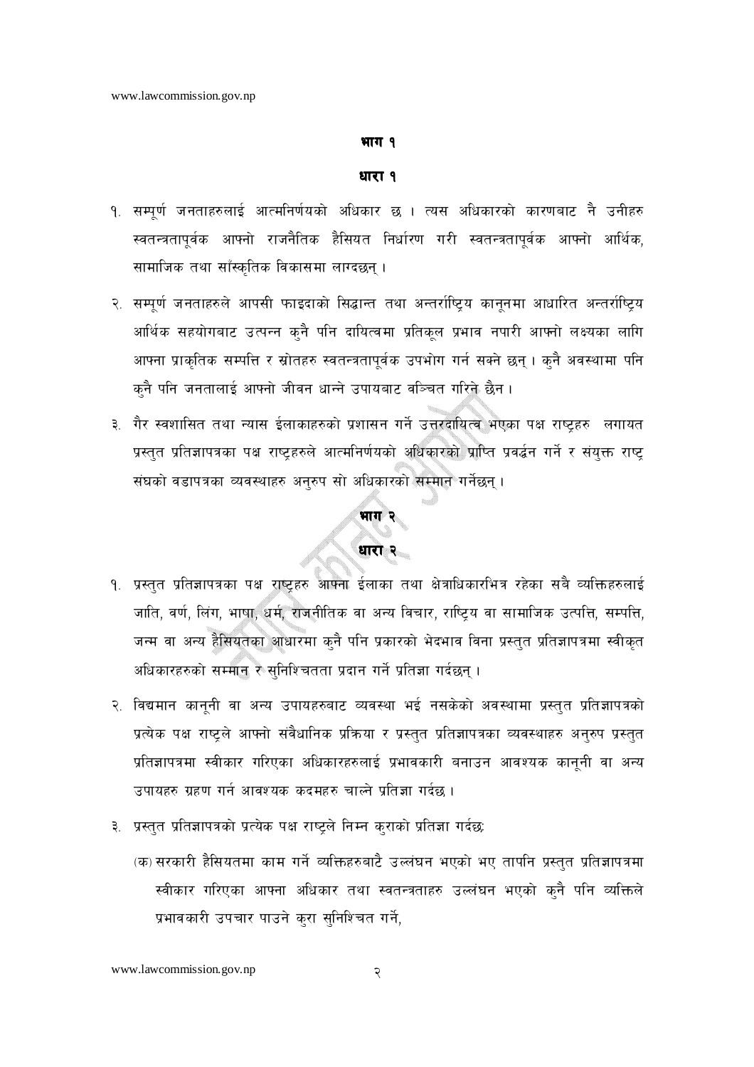## भाग १

### धारा १

१. सम्पूर्ण जनताहरुलाई आत्मनिर्णयको अधिकार छ । त्यस अधिकारको कारणबाट नै उनीहरु स्वतन्त्रतापूर्वक आफ्नो राजनैतिक हैसियत निर्धारण गरी स्वतन्त्रतापूर्वक आफ्नो आर्थिक, सामाजिक तथा साँस्कृतिक विकासमा लाग्दछन् ।

२. सम्पूर्ण जनताहरुले आपसी फाइदाको सिद्धान्त तथा अन्तर्राष्ट्रिय कानूनमा आधारित अन्तर्राष्ट्रिय आर्थिक सहयोगबाट उत्पन्न कुनै पनि दायित्वमा प्रतिकूल प्रभाव नपारी आफ्नो लक्ष्यका लागि आफ्ना प्राकृतिक सम्पत्ति र स्रोतहरु स्वतन्त्रतापूर्वक उपभोग गर्न सक्ने छन् । कुनै अवस्थामा पनि कुनै पनि जनतालाई आफ्नो जीवन धान्ने उपायबाट वञ्चित गरिने छैन ।

३. गैर स्वशासित तथा न्यास ईलाकाहरुको प्रशासन गर्ने उत्तरदायित्व भएका पक्ष राष्ट्रहरु लगायत प्रस्तुत प्रतिज्ञापत्रका पक्ष राष्ट्रहरुले आत्मनिर्णयको अधिकारको प्राप्ति प्रवर्द्धन गर्ने र संयुक्त राष्ट्र संघको वडापत्रका व्यवस्थाहरु अनुरुप सो अधिकारको सम्मान गर्नेछन् ।

## भाग २

### धारा २

१. प्रस्तुत प्रतिज्ञापत्रका पक्ष राष्ट्रहरु आफ्ना ईलाका तथा क्षेत्राधिकारभित्र रहेका सबै व्यक्तिहरुलाई जाति, वर्ण, लिंग, भाषा, धर्म, राजनीतिक वा अन्य विचार, राष्ट्रिय वा सामाजिक उत्पत्ति, सम्पत्ति, जन्म वा अन्य हैसियतका आधारमा कुनै पनि प्रकारको भेदभाव विना प्रस्तुत प्रतिज्ञापत्रमा स्वीकृत अधिकारहरुको सम्मान र सुनिश्चितता प्रदान गर्ने प्रतिज्ञा गर्दछन् ।

२. विद्यमान कानूनी वा अन्य उपायहरुबाट व्यवस्था भई नसकेको अवस्थामा प्रस्तुत प्रतिज्ञापत्रको प्रत्येक पक्ष राष्ट्रले आफ्नो संवैधानिक प्रक्रिया र प्रस्तुत प्रतिज्ञापत्रका व्यवस्थाहरु अनुरुप प्रस्तुत प्रतिज्ञापत्रमा स्वीकार गरिएका अधिकारहरुलाई प्रभावकारी बनाउन आवश्यक कानूनी वा अन्य उपायहरु ग्रहण गर्न आवश्यक कदमहरु चाल्ने प्रतिज्ञा गर्दछ ।

३. प्रस्तुत प्रतिज्ञापत्रको प्रत्येक पक्ष राष्ट्रले निम्न कुराको प्रतिज्ञा गर्दछः

   (क) सरकारी हैसियतमा काम गर्ने व्यक्तिहरुबाटै उल्लंघन भएको भए तापनि प्रस्तुत प्रतिज्ञापत्रमा स्वीकार गरिएका आफ्ना अधिकार तथा स्वतन्त्रताहरु उल्लंघन भएको कुनै पनि व्यक्तिले प्रभावकारी उपचार पाउने कुरा सुनिश्चित गर्ने,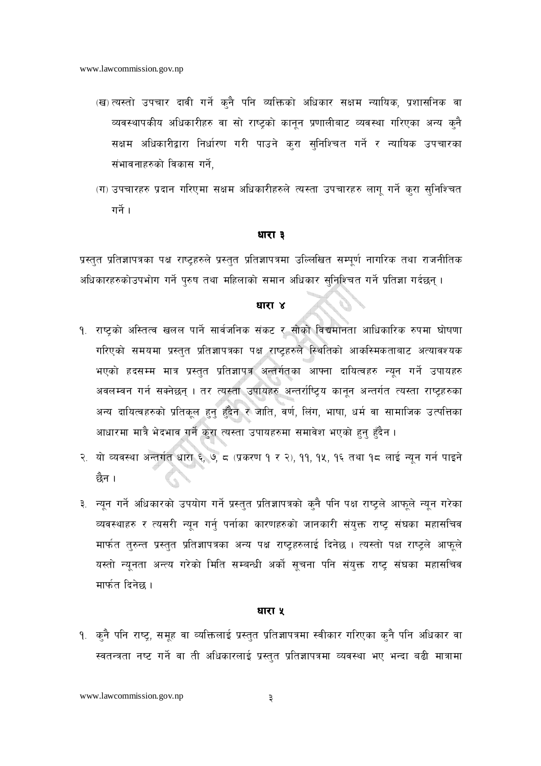(ख) त्यस्तो उपचार दावी गर्ने कुनै पनि व्यक्तिको अधिकार सक्षम न्यायिक, प्रशासनिक वा व्यवस्थापकीय अधिकारीहरु वा सो राष्ट्रको कानून प्रणालीबाट व्यवस्था गरिएका अन्य कुनै सक्षम अधिकारीद्वारा निर्धारण गरी पाउने कुरा सुनिश्चित गर्ने र न्यायिक उपचारका संभावनाहरुको विकास गर्ने,

(ग) उपचारहरु प्रदान गरिएमा सक्षम अधिकारीहरुले त्यस्ता उपचारहरु लागू गर्ने कुरा सुनिश्चित गर्ने ।

## धारा ३

प्रस्तुत प्रतिज्ञापत्रका पक्ष राष्ट्रहरुले प्रस्तुत प्रतिज्ञापत्रमा उल्लिखित सम्पूर्ण नागरिक तथा राजनीतिक अधिकारहरुकोउपभोग गर्ने पुरुष तथा महिलाको समान अधिकार सुनिश्चित गर्ने प्रतिज्ञा गर्दछन् ।

## धारा ४

१. राष्ट्रको अस्तित्व खलल पार्ने सार्वजनिक संकट र सोको विद्यमानता आधिकारिक रुपमा घोषणा गरिएको समयमा प्रस्तुत प्रतिज्ञापत्रका पक्ष राष्ट्रहरुले स्थितिको आकस्मिकताबाट अत्यावश्यक भएको हदसम्म मात्र प्रस्तुत प्रतिज्ञापत्र अन्तर्गतका आफ्ना दायित्वहरु न्यून गर्ने उपायहरु अवलम्वन गर्न सक्नेछन् । तर त्यस्ता उपायहरु अन्तर्राष्ट्रिय कानून अन्तर्गत त्यस्ता राष्ट्रहरुका अन्य दायित्वहरुको प्रतिकूल हुनु हुँदैन र जाति, वर्ण, लिंग, भाषा, धर्म वा सामाजिक उत्पत्तिका आधारमा मात्रै भेदभाव गर्ने कुरा त्यस्ता उपायहरुमा समावेश भएको हुनु हुँदैन ।

२. यो व्यवस्था अन्तर्गत धारा ६, ७, ८ (प्रकरण १ र २), ११, १५, १६ तथा १८ लाई न्यून गर्न पाइने छैन ।

३. न्यून गर्ने अधिकारको उपयोग गर्ने प्रस्तुत प्रतिज्ञापत्रको कुनै पनि पक्ष राष्ट्रले आफूले न्यून गरेका व्यवस्थाहरु र त्यसरी न्यून गर्नु पर्नाका कारणहरुको जानकारी संयुक्त राष्ट्र संघका महासचिव मार्फत तुरुन्त प्रस्तुत प्रतिज्ञापत्रका अन्य पक्ष राष्ट्रहरुलाई दिनेछ । त्यस्तो पक्ष राष्ट्रले आफूले यस्तो न्यूनता अन्त्य गरेको मिति सम्बन्धी अर्को सूचना पनि संयुक्त राष्ट्र संघका महासचिव मार्फत दिनेछ ।

## धारा ५

१. कुनै पनि राष्ट्र, समूह वा व्यक्तिलाई प्रस्तुत प्रतिज्ञापत्रमा स्वीकार गरिएका कुनै पनि अधिकार वा स्वतन्त्रता नष्ट गर्ने वा ती अधिकारलाई प्रस्तुत प्रतिज्ञापत्रमा व्यवस्था भए भन्दा बढी मात्रामा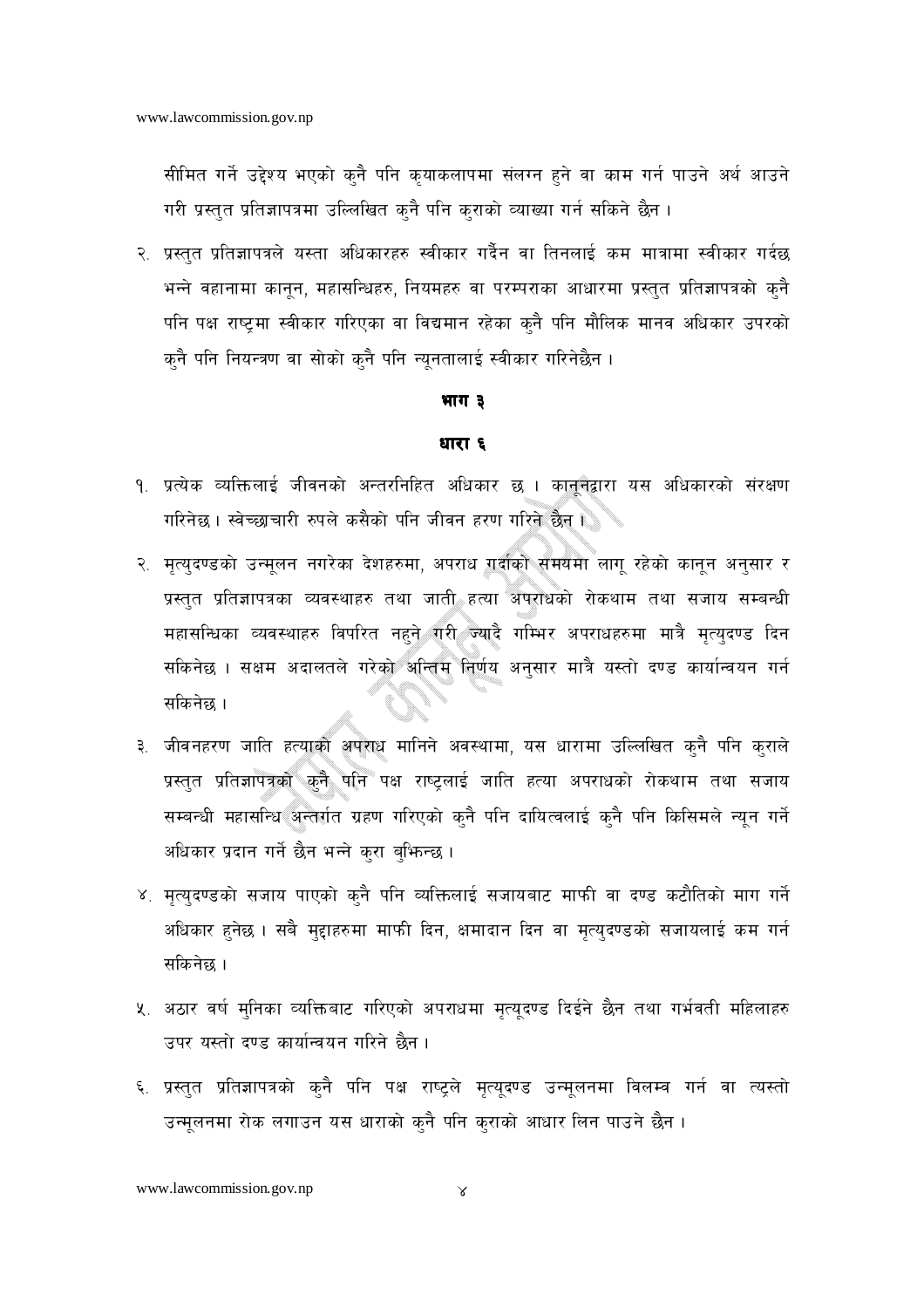सीमित गर्ने उद्देश्य भएको कुनै पनि कृयाकलापमा संलग्न हुने वा काम गर्न पाउने अर्थ आउने गरी प्रस्तुत प्रतिज्ञापत्रमा उल्लिखित कुनै पनि कुराको व्याख्या गर्न सकिने छैन ।

२. प्रस्तुत प्रतिज्ञापत्रले यस्ता अधिकारहरु स्वीकार गर्दैन वा तिनलाई कम मात्रामा स्वीकार गर्दछ भन्ने बहानामा कानून, महासन्धिहरु, नियमहरु वा परम्पराका आधारमा प्रस्तुत प्रतिज्ञापत्रको कुनै पनि पक्ष राष्ट्रमा स्वीकार गरिएका वा विद्यमान रहेका कुनै पनि मौलिक मानव अधिकार उपरको कुनै पनि नियन्त्रण वा सोको कुनै पनि न्यूनतालाई स्वीकार गरिनेछैन ।

## भाग ३

### धारा ६

१. प्रत्येक व्यक्तिलाई जीवनको अन्तरनिहित अधिकार छ । कानूनद्वारा यस अधिकारको संरक्षण गरिनेछ । स्वेच्छाचारी रुपले कसैको पनि जीवन हरण गरिने छैन ।

२. मृत्युदण्डको उन्मूलन नगरेका देशहरुमा, अपराध गर्दाको समयमा लागू रहेको कानून अनुसार र प्रस्तुत प्रतिज्ञापत्रका व्यवस्थाहरु तथा जाती हत्या अपराधको रोकथाम तथा सजाय सम्बन्धी महासन्धिका व्यवस्थाहरु विपरित नहुने गरी ज्यादै गम्भिर अपराधहरुमा मात्रै मृत्युदण्ड दिन सकिनेछ । सक्षम अदालतले गरेको अन्तिम निर्णय अनुसार मात्रै यस्तो दण्ड कार्यान्वयन गर्न सकिनेछ ।

३. जीवनहरण जाति हत्याको अपराध मानिने अवस्थामा, यस धारामा उल्लिखित कुनै पनि कुराले प्रस्तुत प्रतिज्ञापत्रको कुनै पनि पक्ष राष्ट्रलाई जाति हत्या अपराधको रोकथाम तथा सजाय सम्बन्धी महासन्धि अन्तर्गत ग्रहण गरिएको कुनै पनि दायित्वलाई कुनै पनि किसिमले न्यून गर्ने अधिकार प्रदान गर्ने छैन भन्ने कुरा बुझिन्छ ।

४. मृत्युदण्डको सजाय पाएको कुनै पनि व्यक्तिलाई सजायबाट माफी वा दण्ड कटौतिको माग गर्ने अधिकार हुनेछ । सबै मुद्दाहरुमा माफी दिन, क्षमादान दिन वा मृत्युदण्डको सजायलाई कम गर्न सकिनेछ ।

५. अठार वर्ष मुनिका व्यक्तिबाट गरिएको अपराधमा मृत्यूदण्ड दिईने छैन तथा गर्भवती महिलाहरु उपर यस्तो दण्ड कार्यान्वयन गरिने छैन ।

६. प्रस्तुत प्रतिज्ञापत्रको कुनै पनि पक्ष राष्ट्रले मृत्यूदण्ड उन्मूलनमा विलम्ब गर्न वा त्यस्तो उन्मूलनमा रोक लगाउन यस धाराको कुनै पनि कुराको आधार लिन पाउने छैन ।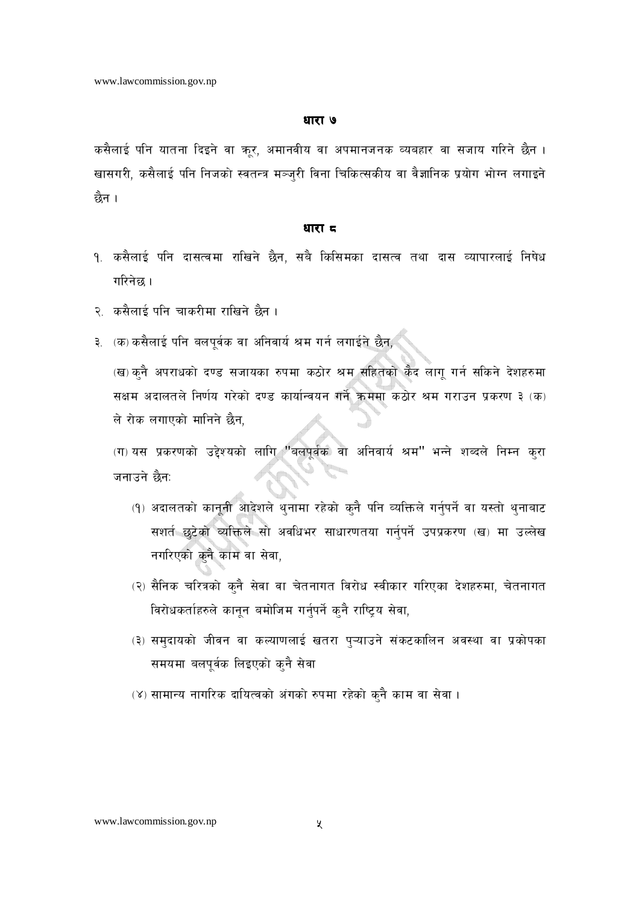## धारा ७

कसैलाई पनि यातना दिइने वा क्रूर, अमानवीय वा अपमानजनक व्यवहार वा सजाय गरिने छैन । खासगरी, कसैलाई पनि निजको स्वतन्त्र मञ्जुरी विना चिकित्सकीय वा वैज्ञानिक प्रयोग भोग्न लगाइने छैन ।

## धारा ८

१. कसैलाई पनि दासत्वमा राखिने छैन, सबै किसिमका दासत्व तथा दास व्यापारलाई निषेध गरिनेछ ।

२. कसैलाई पनि चाकरीमा राखिने छैन ।

३. (क) कसैलाई पनि बलपूर्वक वा अनिवार्य श्रम गर्न लगाईने छैन,

(ख) कुनै अपराधको दण्ड सजायका रुपमा कठोर श्रम सहितको कैद लागू गर्न सकिने देशहरुमा सक्षम अदालतले निर्णय गरेको दण्ड कार्यान्वयन गर्ने क्रममा कठोर श्रम गराउन प्रकरण ३ (क) ले रोक लगाएको मानिने छैन,

(ग) यस प्रकरणको उद्देश्यको लागि "बलपूर्वक वा अनिवार्य श्रम" भन्ने शब्दले निम्न कुरा जनाउने छैन:

(१) अदालतको कानूनी आदेशले थुनामा रहेको कुनै पनि व्यक्तिले गर्नुपर्ने वा यस्तो थुनाबाट सशर्त छुटेको व्यक्तिले सो अवधिभर साधारणतया गर्नुपर्ने उपप्रकरण (ख) मा उल्लेख नगरिएको कुनै काम वा सेवा,

(२) सैनिक चरित्रको कुनै सेवा वा चेतनागत विरोध स्वीकार गरिएका देशहरुमा, चेतनागत विरोधकर्ताहरुले कानून बमोजिम गर्नुपर्ने कुनै राष्ट्रिय सेवा,

(३) समुदायको जीवन वा कल्याणलाई खतरा पुऱ्याउने संकटकालिन अवस्था वा प्रकोपका समयमा बलपूर्वक लिइएको कुनै सेवा

(४) सामान्य नागरिक दायित्वको अंगको रुपमा रहेको कुनै काम वा सेवा ।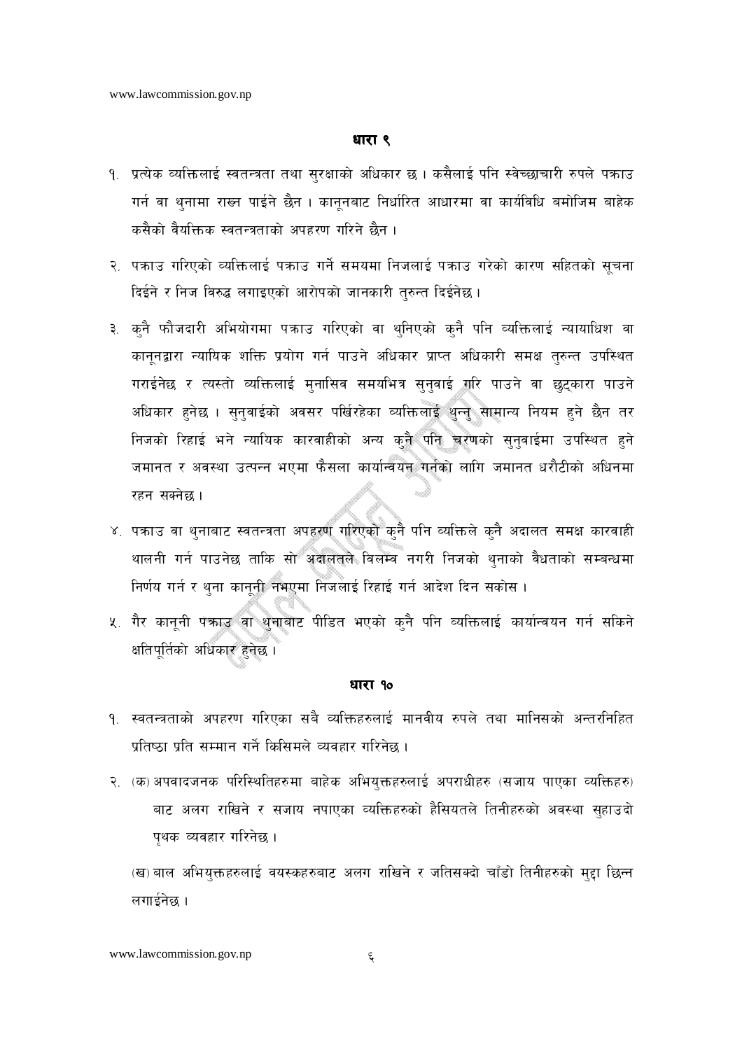## धारा ९

१. प्रत्येक व्यक्तिलाई स्वतन्त्रता तथा सुरक्षाको अधिकार छ । कसैलाई पनि स्वेच्छाचारी रुपले पक्राउ गर्न वा थुनामा राख्न पाईने छैन । कानूनबाट निर्धारित आधारमा वा कार्यविधि बमोजिम बाहेक कसैको वैयक्तिक स्वतन्त्रताको अपहरण गरिने छैन ।

२. पक्राउ गरिएको व्यक्तिलाई पक्राउ गर्ने समयमा निजलाई पक्राउ गरेको कारण सहितको सूचना दिईने र निज विरुद्ध लगाइएको आरोपको जानकारी तुरुन्त दिईनेछ ।

३. कुनै फौजदारी अभियोगमा पक्राउ गरिएको वा थुनिएको कुनै पनि व्यक्तिलाई न्यायाधिश वा कानूनद्वारा न्यायिक शक्ति प्रयोग गर्न पाउने अधिकार प्राप्त अधिकारी समक्ष तुरुन्त उपस्थित गराईनेछ र त्यस्तो व्यक्तिलाई मुनासिव समयभित्र सुनुवाई गरि पाउने वा छुट्कारा पाउने अधिकार हुनेछ । सुनुवाईको अवसर पर्खिरहेका व्यक्तिलाई थुन्नु सामान्य नियम हुने छैन तर निजको रिहाई भने न्यायिक कारवाहीको अन्य कुनै पनि चरणको सुनुवाईमा उपस्थित हुने जमानत र अवस्था उत्पन्न भएमा फैसला कार्यान्वयन गर्नको लागि जमानत धरौटीको अधिनमा रहन सक्नेछ ।

४. पक्राउ वा थुनाबाट स्वतन्त्रता अपहरण गरिएको कुनै पनि व्यक्तिले कुनै अदालत समक्ष कारवाही थालनी गर्न पाउनेछ ताकि सो अदालतले विलम्ब नगरी निजको थुनाको वैधताको सम्बन्धमा निर्णय गर्न र थुना कानूनी नभएमा निजलाई रिहाई गर्न आदेश दिन सकोस ।

५. गैर कानूनी पक्राउ वा थुनाबाट पीडित भएको कुनै पनि व्यक्तिलाई कार्यान्वयन गर्न सकिने क्षतिपूर्तिको अधिकार हुनेछ ।

## धारा १०

१. स्वतन्त्रताको अपहरण गरिएका सबै व्यक्तिहरुलाई मानवीय रुपले तथा मानिसको अन्तरनिहित प्रतिष्ठा प्रति सम्मान गर्ने किसिमले व्यवहार गरिनेछ ।

२. (क) अपवादजनक परिस्थितिहरुमा बाहेक अभियुक्तहरुलाई अपराधीहरु (सजाय पाएका व्यक्तिहरु) बाट अलग राखिने र सजाय नपाएका व्यक्तिहरुको हैसियतले तिनीहरुको अवस्था सुहाउदो पृथक व्यवहार गरिनेछ ।

(ख) बाल अभियुक्तहरुलाई वयस्कहरुबाट अलग राखिने र जतिसक्दो चाँडो तिनीहरुको मुद्दा छिन्न लगाईनेछ ।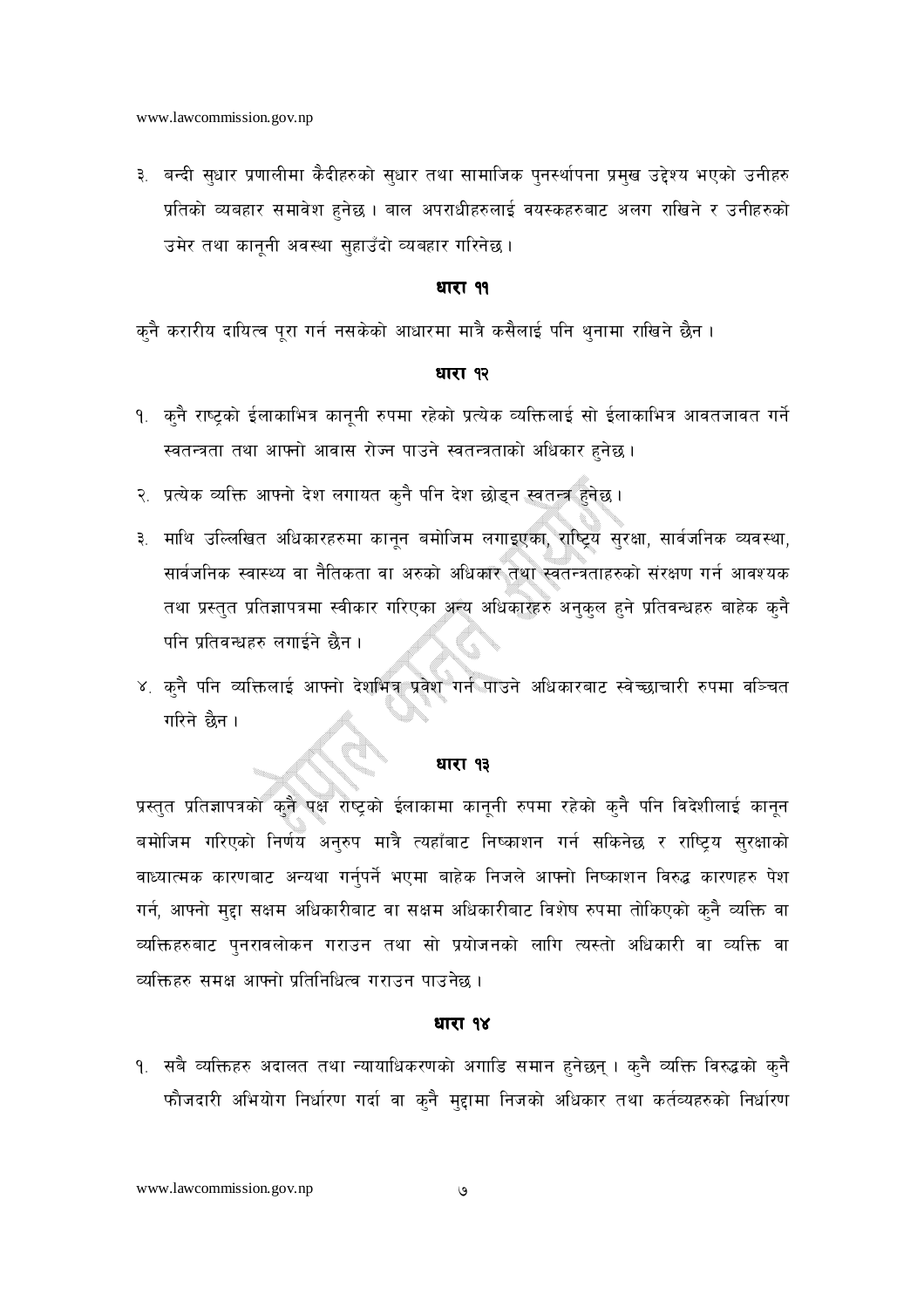३. बन्दी सुधार प्रणालीमा कैदीहरुको सुधार तथा सामाजिक पुनर्स्थापना प्रमुख उद्देश्य भएको उनीहरु प्रतिको व्यबहार समावेश हुनेछ । बाल अपराधीहरुलाई वयस्कहरुबाट अलग राखिने र उनीहरुको उमेर तथा कानूनी अवस्था सुहाउँदो व्यबहार गरिनेछ ।

### धारा ११

कुनै करारीय दायित्व पूरा गर्न नसकेको आधारमा मात्रै कसैलाई पनि थुनामा राखिने छैन ।

### धारा १२

१. कुनै राष्ट्रको ईलाकाभित्र कानूनी रुपमा रहेको प्रत्येक व्यक्तिलाई सो ईलाकाभित्र आवतजावत गर्ने स्वतन्त्रता तथा आफ्नो आवास रोज्न पाउने स्वतन्त्रताको अधिकार हुनेछ ।

२. प्रत्येक व्यक्ति आफ्नो देश लगायत कुनै पनि देश छोड्न स्वतन्त्र हुनेछ ।

३. माथि उल्लिखित अधिकारहरुमा कानून बमोजिम लगाइएका, राष्ट्रिय सुरक्षा, सार्वजनिक व्यवस्था, सार्वजनिक स्वास्थ्य वा नैतिकता वा अरुको अधिकार तथा स्वतन्त्रताहरुको संरक्षण गर्न आवश्यक तथा प्रस्तुत प्रतिज्ञापत्रमा स्वीकार गरिएका अन्य अधिकारहरु अनुकुल हुने प्रतिवन्धहरु बाहेक कुनै पनि प्रतिवन्धहरु लगाईने छैन ।

४. कुनै पनि व्यक्तिलाई आफ्नो देशभित्र प्रवेश गर्न पाउने अधिकारबाट स्वेच्छाचारी रुपमा वञ्चित गरिने छैन ।

### धारा १३

प्रस्तुत प्रतिज्ञापत्रको कुनै पक्ष राष्ट्रको ईलाकामा कानूनी रुपमा रहेको कुनै पनि विदेशीलाई कानून बमोजिम गरिएको निर्णय अनुरुप मात्रै त्यहाँबाट निष्काशन गर्न सकिनेछ र राष्ट्रिय सुरक्षाको बाध्यात्मक कारणबाट अन्यथा गर्नुपर्ने भएमा बाहेक निजले आफ्नो निष्काशन विरुद्ध कारणहरु पेश गर्न, आफ्नो मुद्दा सक्षम अधिकारीबाट वा सक्षम अधिकारीबाट विशेष रुपमा तोकिएको कुनै व्यक्ति वा व्यक्तिहरुबाट पुनरावलोकन गराउन तथा सो प्रयोजनको लागि त्यस्तो अधिकारी वा व्यक्ति वा व्यक्तिहरु समक्ष आफ्नो प्रतिनिधित्व गराउन पाउनेछ ।

### धारा १४

१. सबै व्यक्तिहरु अदालत तथा न्यायाधिकरणको अगाडि समान हुनेछन् । कुनै व्यक्ति विरुद्धको कुनै फौजदारी अभियोग निर्धारण गर्दा वा कुनै मुद्दामा निजको अधिकार तथा कर्तव्यहरुको निर्धारण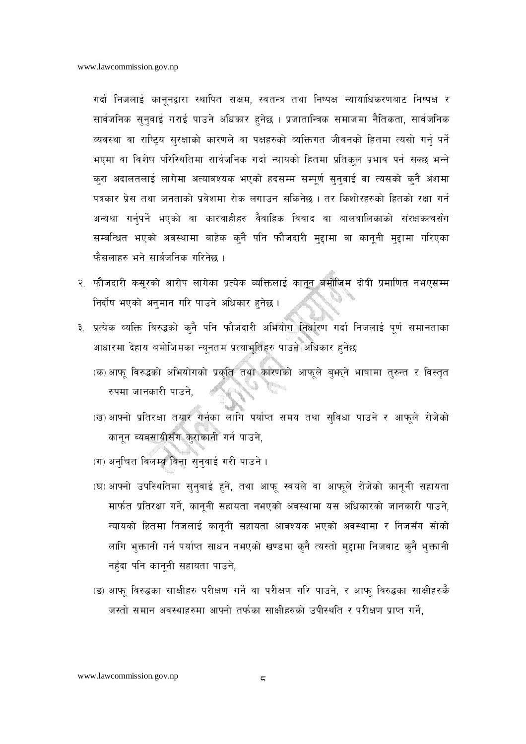गर्दा निजलाई कानूनद्वारा स्थापित सक्षम, स्वतन्त्र तथा निष्पक्ष न्यायाधिकरणबाट निष्पक्ष र सार्वजनिक सुनुवाई गराई पाउने अधिकार हुनेछ । प्रजातान्त्रिक समाजमा नैतिकता, सार्वजनिक व्यवस्था वा राष्ट्रिय सुरक्षाको कारणले वा पक्षहरुको व्यक्तिगत जीवनको हितमा त्यसो गर्नु पर्ने भएमा वा विशेष परिस्थितिमा सार्वजनिक गर्दा न्यायको हितमा प्रतिकूल प्रभाव पर्न सक्छ भन्ने कुरा अदालतलाई लागेमा अत्यावश्यक भएको हदसम्म सम्पूर्ण सुनुवाई वा त्यसको कुनै अंशमा पत्रकार प्रेस तथा जनताको प्रवेशमा रोक लगाउन सकिनेछ । तर किशोरहरुको हितको रक्षा गर्न अन्यथा गर्नुपर्ने भएको वा कारवाहीहरु वैवाहिक विवाद वा बालबालिकाको संरक्षकत्वसँग सम्बन्धित भएको अवस्थामा बाहेक कुनै पनि फौजदारी मुद्दामा वा कानूनी मुद्दामा गरिएका फैसलाहरु भने सार्वजनिक गरिनेछ ।

२. फौजदारी कसूरको आरोप लागेका प्रत्येक व्यक्तिलाई कानून बमोजिम दोषी प्रमाणित नभएसम्म निर्दोष भएको अनुमान गरि पाउने अधिकार हुनेछ ।

३. प्रत्येक व्यक्ति विरुद्धको कुनै पनि फौजदारी अभियोग निर्धारण गर्दा निजलाई पूर्ण समानताका आधारमा देहाय बमोजिमका न्यूनतम प्रत्याभूतिहरु पाउने अधिकार हुनेछः

(क) आफू विरुद्धको अभियोगको प्रकृति तथा कारणको आफूले बुझ्ने भाषामा तुरुन्त र विस्तृत रुपमा जानकारी पाउने,

(ख) आफ्नो प्रतिरक्षा तयार गर्नका लागि पर्याप्त समय तथा सुविधा पाउने र आफूले रोजेको कानून व्यवसायीसँग कुराकानी गर्न पाउने,

(ग) अनुचित विलम्ब विना सुनुवाई गरी पाउने ।

(घ) आफ्नो उपस्थितिमा सुनुवाई हुने, तथा आफू स्वयंले वा आफूले रोजेको कानूनी सहायता मार्फत प्रतिरक्षा गर्ने, कानूनी सहायता नभएको अवस्थामा यस अधिकारको जानकारी पाउने, न्यायको हितमा निजलाई कानूनी सहायता आवश्यक भएको अवस्थामा र निजसँग सोको लागि भुक्तानी गर्न पर्याप्त साधन नभएको खण्डमा कुनै त्यस्तो मुद्दामा निजबाट कुनै भुक्तानी नहुँदा पनि कानूनी सहायता पाउने,

(ङ) आफू विरुद्धका साक्षीहरु परीक्षण गर्ने वा परीक्षण गरि पाउने, र आफू विरुद्धका साक्षीहरुकै जस्तो समान अवस्थाहरुमा आफ्नो तर्फका साक्षीहरुको उपीस्थति र परीक्षण प्राप्त गर्ने,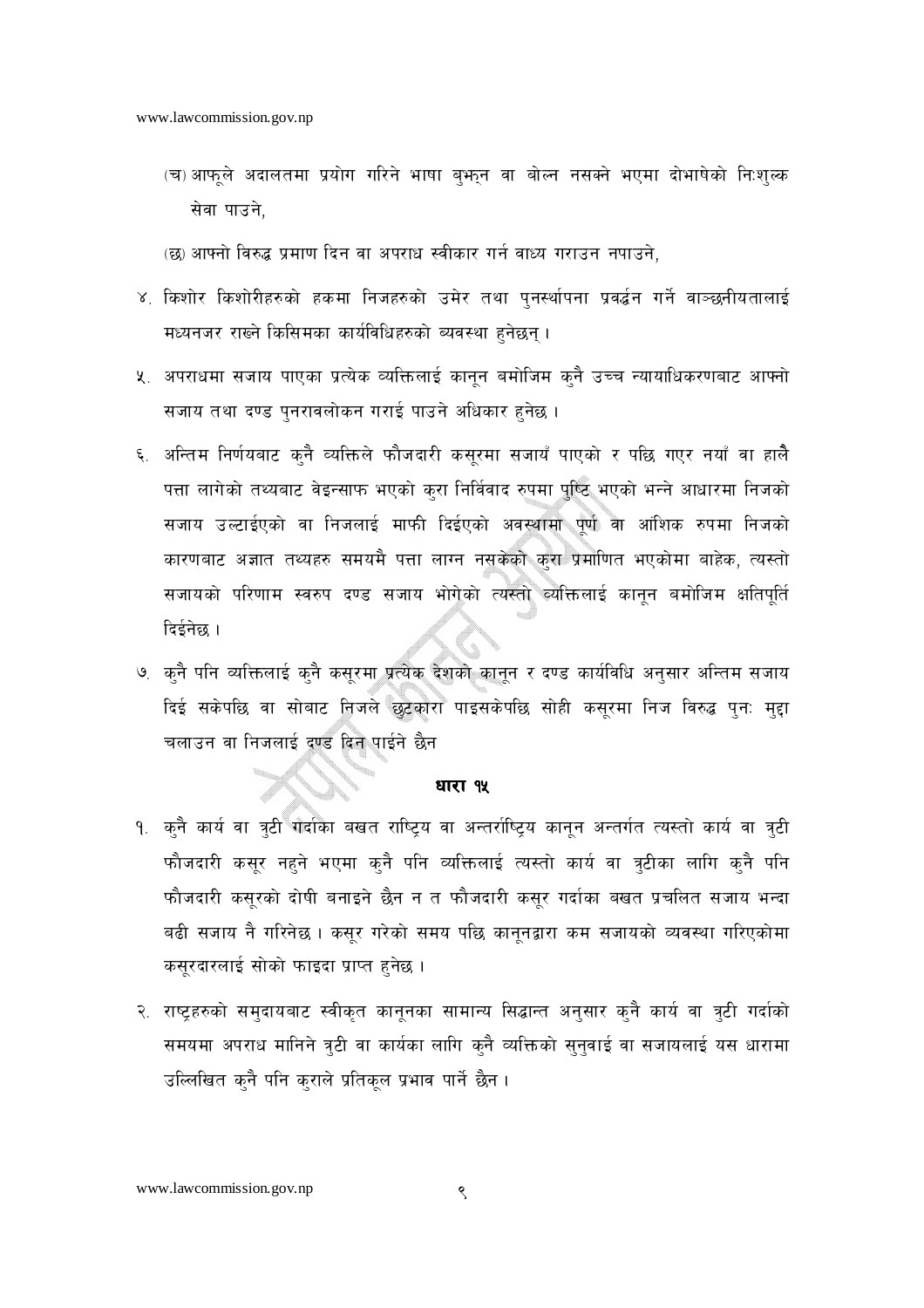(च) आफूले अदालतमा प्रयोग गरिने भाषा बुझ्न वा बोल्न नसक्ने भएमा दोभाषेको निःशुल्क सेवा पाउने,

(छ) आफ्नो विरुद्ध प्रमाण दिन वा अपराध स्वीकार गर्न वाध्य गराउन नपाउने,

४. किशोर किशोरीहरुको हकमा निजहरुको उमेर तथा पुनर्स्थापना प्रवर्द्धन गर्ने वाञ्छनीयतालाई मध्यनजर राख्ने किसिमका कार्यविधिहरुको व्यवस्था हुनेछन् ।

५. अपराधमा सजाय पाएका प्रत्येक व्यक्तिलाई कानून बमोजिम कुनै उच्च न्यायाधिकरणबाट आफ्नो सजाय तथा दण्ड पुनरावलोकन गराई पाउने अधिकार हुनेछ ।

६. अन्तिम निर्णयबाट कुनै व्यक्तिले फौजदारी कसूरमा सजायँ पाएको र पछि गएर नयाँ वा हालै पत्ता लागेको तथ्यबाट वेइन्साफ भएको कुरा निर्विवाद रुपमा पुष्टि भएको भन्ने आधारमा निजको सजाय उल्टाईएको वा निजलाई माफी दिईएको अवस्थामा पूर्ण वा आंशिक रुपमा निजको कारणबाट अज्ञात तथ्यहरु समयमै पत्ता लाग्न नसकेको कुरा प्रमाणित भएकोमा बाहेक, त्यस्तो सजायको परिणाम स्वरुप दण्ड सजाय भोगेको त्यस्तो व्यक्तिलाई कानून बमोजिम क्षतिपूर्ति दिईनेछ ।

७. कुनै पनि व्यक्तिलाई कुनै कसूरमा प्रत्येक देशको कानून र दण्ड कार्यविधि अनुसार अन्तिम सजाय दिई सकेपछि वा सोबाट निजले छुटकारा पाइसकेपछि सोही कसूरमा निज विरुद्ध पुनः मुद्दा चलाउन वा निजलाई दण्ड दिन पाईने छैन

### धारा १५

१. कुनै कार्य वा त्रुटी गर्दाका बखत राष्ट्रिय वा अन्तर्राष्ट्रिय कानून अन्तर्गत त्यस्तो कार्य वा त्रुटी फौजदारी कसूर नहुने भएमा कुनै पनि व्यक्तिलाई त्यस्तो कार्य वा त्रुटीका लागि कुनै पनि फौजदारी कसूरको दोषी बनाइने छैन न त फौजदारी कसूर गर्दाका बखत प्रचलित सजाय भन्दा बढी सजाय नै गरिनेछ । कसूर गरेको समय पछि कानूनद्वारा कम सजायको व्यवस्था गरिएकोमा कसूरदारलाई सोको फाइदा प्राप्त हुनेछ ।

२. राष्ट्रहरुको समुदायबाट स्वीकृत कानूनका सामान्य सिद्धान्त अनुसार कुनै कार्य वा त्रुटी गर्दाको समयमा अपराध मानिने त्रुटी वा कार्यका लागि कुनै व्यक्तिको सुनुवाई वा सजायलाई यस धारामा उल्लिखित कुनै पनि कुराले प्रतिकूल प्रभाव पार्ने छैन ।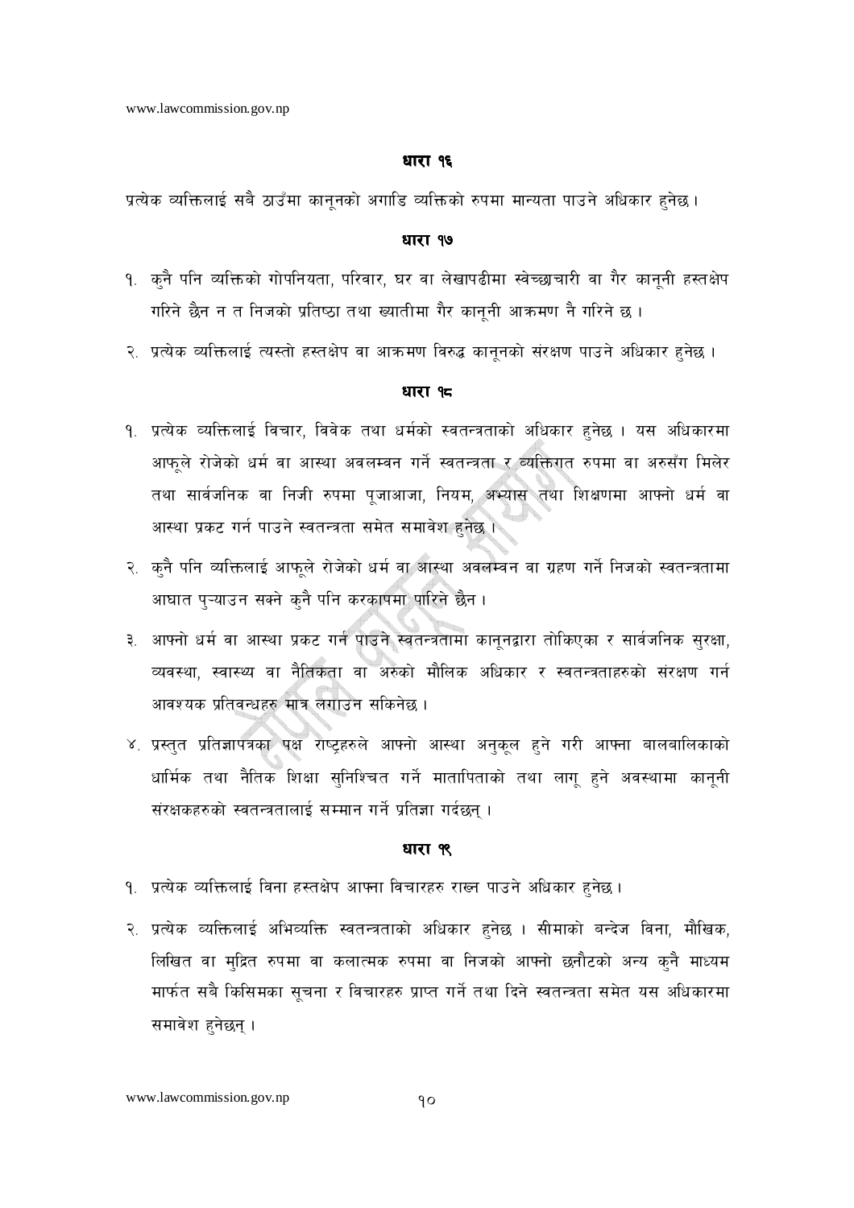### धारा १६

प्रत्येक व्यक्तिलाई सबै ठाउँमा कानूनको अगाडि व्यक्तिको रुपमा मान्यता पाउने अधिकार हुनेछ ।

### धारा १७

१. कुनै पनि व्यक्तिको गोपनियता, परिवार, घर वा लेखापढीमा स्वेच्छाचारी वा गैर कानूनी हस्तक्षेप गरिने छैन न त निजको प्रतिष्ठा तथा ख्यातीमा गैर कानूनी आक्रमण नै गरिने छ ।

२. प्रत्येक व्यक्तिलाई त्यस्तो हस्तक्षेप वा आक्रमण विरुद्ध कानूनको संरक्षण पाउने अधिकार हुनेछ ।

### धारा १८

१. प्रत्येक व्यक्तिलाई विचार, विवेक तथा धर्मको स्वतन्त्रताको अधिकार हुनेछ । यस अधिकारमा आफूले रोजेको धर्म वा आस्था अवलम्बन गर्ने स्वतन्त्रता र व्यक्तिगत रुपमा वा अरुसँग मिलेर तथा सार्वजनिक वा निजी रुपमा पूजाआजा, नियम, अभ्यास तथा शिक्षणमा आफ्नो धर्म वा आस्था प्रकट गर्न पाउने स्वतन्त्रता समेत समावेश हुनेछ ।

२. कुनै पनि व्यक्तिलाई आफूले रोजेको धर्म वा आस्था अवलम्बन वा ग्रहण गर्ने निजको स्वतन्त्रतामा आघात पुऱ्याउन सक्ने कुनै पनि करकापमा पारिने छैन ।

३. आफ्नो धर्म वा आस्था प्रकट गर्न पाउने स्वतन्त्रतामा कानूनद्वारा तोकिएका र सार्वजनिक सुरक्षा, व्यवस्था, स्वास्थ्य वा नैतिकता वा अरुको मौलिक अधिकार र स्वतन्त्रताहरुको संरक्षण गर्न आवश्यक प्रतिवन्धहरु मात्र लगाउन सकिनेछ ।

४. प्रस्तुत प्रतिज्ञापत्रका पक्ष राष्ट्रहरुले आफ्नो आस्था अनुकूल हुने गरी आफ्ना बालबालिकाको धार्मिक तथा नैतिक शिक्षा सुनिश्चित गर्ने मातापिताको तथा लागू हुने अवस्थामा कानूनी संरक्षकहरुको स्वतन्त्रतालाई सम्मान गर्ने प्रतिज्ञा गर्दछन् ।

### धारा १९

१. प्रत्येक व्यक्तिलाई विना हस्तक्षेप आफ्ना विचारहरु राख्न पाउने अधिकार हुनेछ ।

२. प्रत्येक व्यक्तिलाई अभिव्यक्ति स्वतन्त्रताको अधिकार हुनेछ । सीमाको बन्देज विना, मौखिक, लिखित वा मुद्रित रुपमा वा कलात्मक रुपमा वा निजको आफ्नो छनौटको अन्य कुनै माध्यम मार्फत सबै किसिमका सूचना र विचारहरु प्राप्त गर्ने तथा दिने स्वतन्त्रता समेत यस अधिकारमा समावेश हुनेछन् ।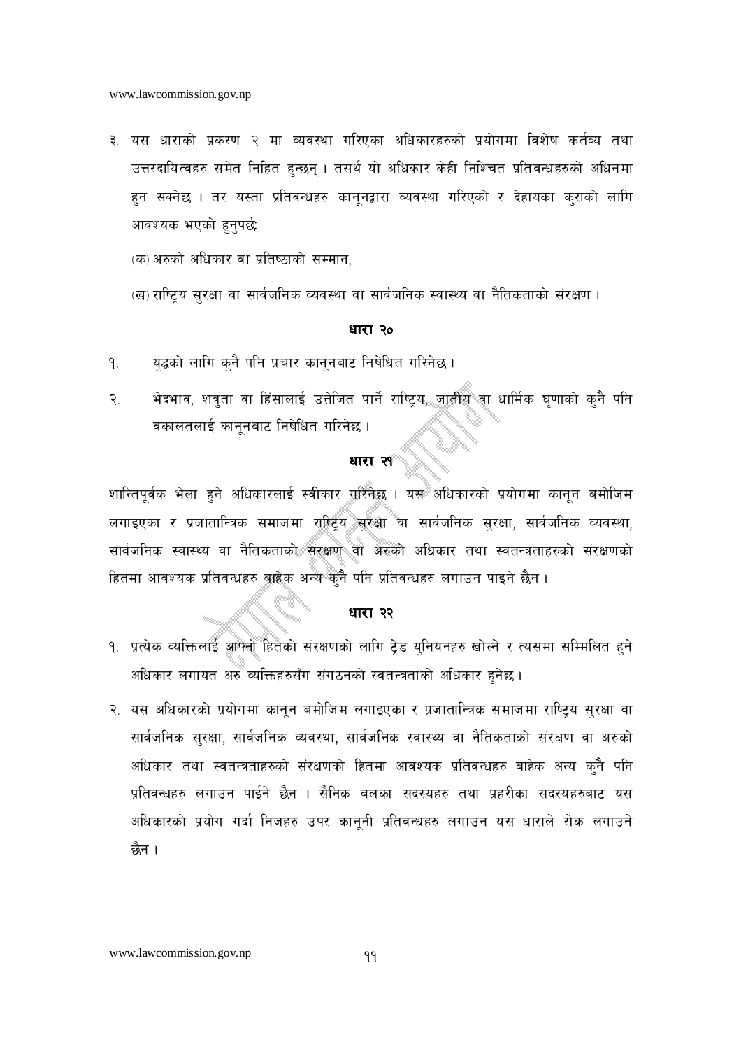३. यस धाराको प्रकरण २ मा व्यवस्था गरिएका अधिकारहरुको प्रयोगमा विशेष कर्तव्य तथा उत्तरदायित्वहरु समेत निहित हुन्छन् । तसर्थ यो अधिकार केही निश्चित प्रतिवन्धहरुको अधिनमा हुन सक्नेछ । तर यस्ता प्रतिवन्धहरु कानूनद्वारा व्यवस्था गरिएको र देहायका कुराको लागि आवश्यक भएको हुनुपर्छ

(क) अरुको अधिकार वा प्रतिष्ठाको सम्मान,

(ख) राष्ट्रिय सुरक्षा वा सार्वजनिक व्यवस्था वा सार्वजनिक स्वास्थ्य वा नैतिकताको संरक्षण ।

## धारा २०

१. युद्धको लागि कुनै पनि प्रचार कानूनबाट निषेधित गरिनेछ ।

२. भेदभाव, शत्रुता वा हिंसालाई उत्तेजित पार्ने राष्ट्रिय, जातीय वा धार्मिक घृणाको कुनै पनि वकालतलाई कानूनबाट निषेधित गरिनेछ ।

## धारा २१

शान्तिपूर्वक भेला हुने अधिकारलाई स्वीकार गरिनेछ । यस अधिकारको प्रयोगमा कानून बमोजिम लगाइएका र प्रजातान्त्रिक समाजमा राष्ट्रिय सुरक्षा वा सार्वजनिक सुरक्षा, सार्वजनिक व्यवस्था, सार्वजनिक स्वास्थ्य वा नैतिकताको संरक्षण वा अरुको अधिकार तथा स्वतन्त्रताहरुको संरक्षणको हितमा आवश्यक प्रतिवन्धहरु बाहेक अन्य कुनै पनि प्रतिवन्धहरु लगाउन पाइने छैन ।

## धारा २२

१. प्रत्येक व्यक्तिलाई आफ्नो हितको संरक्षणको लागि ट्रेड युनियनहरु खोल्ने र त्यसमा सम्मिलित हुने अधिकार लगायत अरु व्यक्तिहरुसँग संगठनको स्वतन्त्रताको अधिकार हुनेछ ।

२. यस अधिकारको प्रयोगमा कानून बमोजिम लगाइएका र प्रजातान्त्रिक समाजमा राष्ट्रिय सुरक्षा वा सार्वजनिक सुरक्षा, सार्वजनिक व्यवस्था, सार्वजनिक स्वास्थ्य वा नैतिकताको संरक्षण वा अरुको अधिकार तथा स्वतन्त्रताहरुको संरक्षणको हितमा आवश्यक प्रतिवन्धहरु बाहेक अन्य कुनै पनि प्रतिवन्धहरु लगाउन पाईने छैन । सैनिक बलका सदस्यहरु तथा प्रहरीका सदस्यहरुबाट यस अधिकारको प्रयोग गर्दा निजहरु उपर कानूनी प्रतिवन्धहरु लगाउन यस धाराले रोक लगाउने छैन ।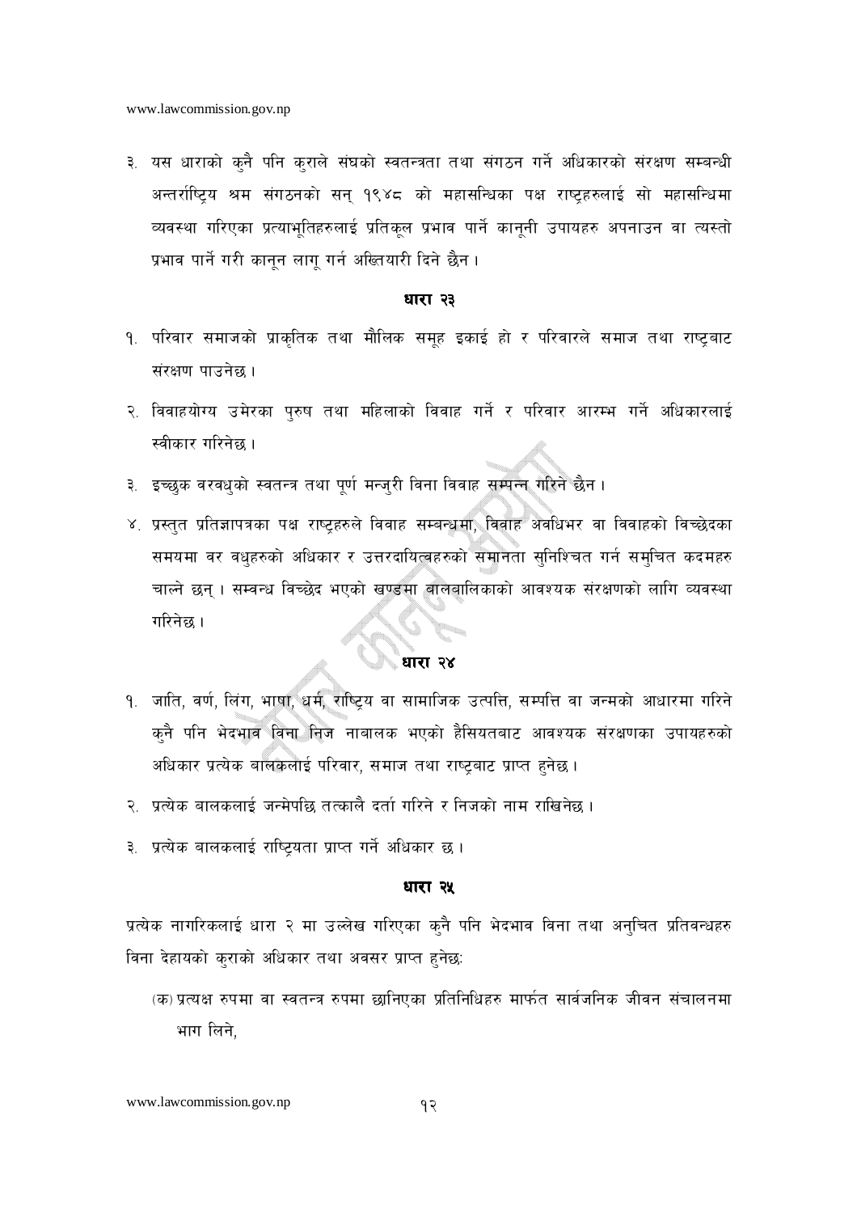३. यस धाराको कुनै पनि कुराले संघको स्वतन्त्रता तथा संगठन गर्ने अधिकारको संरक्षण सम्बन्धी अन्तर्राष्ट्रिय श्रम संगठनको सन् १९४८ को महासन्धिका पक्ष राष्ट्रहरुलाई सो महासन्धिमा व्यवस्था गरिएका प्रत्याभूतिहरुलाई प्रतिकूल प्रभाव पार्ने कानूनी उपायहरु अपनाउन वा त्यस्तो प्रभाव पार्ने गरी कानून लागू गर्न अख्तियारी दिने छैन ।

**धारा २३**

१. परिवार समाजको प्राकृतिक तथा मौलिक समूह इकाई हो र परिवारले समाज तथा राष्ट्रबाट संरक्षण पाउनेछ ।

२. विवाहयोग्य उमेरका पुरुष तथा महिलाको विवाह गर्ने र परिवार आरम्भ गर्ने अधिकारलाई स्वीकार गरिनेछ ।

३. इच्छुक वरवधुको स्वतन्त्र तथा पूर्ण मन्जुरी विना विवाह सम्पन्न गरिने छैन ।

४. प्रस्तुत प्रतिज्ञापत्रका पक्ष राष्ट्रहरुले विवाह सम्बन्धमा, विवाह अवधिभर वा विवाहको विच्छेदका समयमा वर वधुहरुको अधिकार र उत्तरदायित्वहरुको समानता सुनिश्चित गर्न समुचित कदमहरु चाल्ने छन् । सम्वन्ध विच्छेद भएको खण्डमा बालबालिकाको आवश्यक संरक्षणको लागि व्यवस्था गरिनेछ ।

**धारा २४**

१. जाति, वर्ण, लिंग, भाषा, धर्म, राष्ट्रिय वा सामाजिक उत्पत्ति, सम्पत्ति वा जन्मको आधारमा गरिने कुनै पनि भेदभाव विना निज नाबालक भएको हैसियतबाट आवश्यक संरक्षणका उपायहरुको अधिकार प्रत्येक बालकलाई परिवार, समाज तथा राष्ट्रबाट प्राप्त हुनेछ ।

२. प्रत्येक बालकलाई जन्मेपछि तत्कालै दर्ता गरिने र निजको नाम राखिनेछ ।

३. प्रत्येक बालकलाई राष्ट्रियता प्राप्त गर्ने अधिकार छ ।

**धारा २५**

प्रत्येक नागरिकलाई धारा २ मा उल्लेख गरिएका कुनै पनि भेदभाव विना तथा अनुचित प्रतिवन्धहरु विना देहायको कुराको अधिकार तथा अवसर प्राप्त हुनेछः

(क) प्रत्यक्ष रुपमा वा स्वतन्त्र रुपमा छानिएका प्रतिनिधिहरु मार्फत सार्वजनिक जीवन संचालनमा भाग लिने,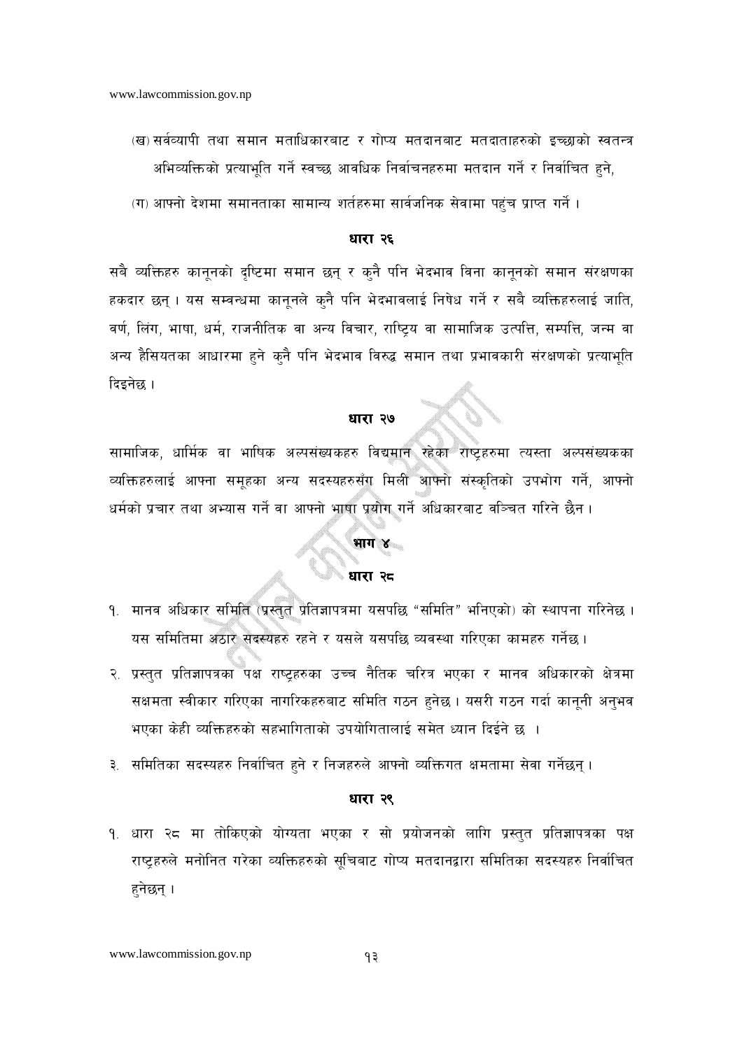(ख) सर्वव्यापी तथा समान मताधिकारबाट र गोप्य मतदानबाट मतदाताहरुको इच्छाको स्वतन्त्र अभिव्यक्तिको प्रत्याभूति गर्ने स्वच्छ आवधिक निर्वाचनहरुमा मतदान गर्ने र निर्वाचित हुने,

(ग) आफ्नो देशमा समानताका सामान्य शर्तहरुमा सार्वजनिक सेवामा पहुंच प्राप्त गर्ने ।

## धारा २६

सबै व्यक्तिहरु कानूनको दृष्टिमा समान छन् र कुनै पनि भेदभाव विना कानूनको समान संरक्षणका हकदार छन् । यस सम्बन्धमा कानूनले कुनै पनि भेदभावलाई निषेध गर्ने र सबै व्यक्तिहरुलाई जाति, वर्ण, लिंग, भाषा, धर्म, राजनीतिक वा अन्य विचार, राष्ट्रिय वा सामाजिक उत्पत्ति, सम्पत्ति, जन्म वा अन्य हैसियतका आधारमा हुने कुनै पनि भेदभाव विरुद्ध समान तथा प्रभावकारी संरक्षणको प्रत्याभूति दिइनेछ ।

## धारा २७

सामाजिक, धार्मिक वा भाषिक अल्पसंख्यकहरु विद्यमान रहेका राष्ट्रहरुमा त्यस्ता अल्पसंख्यकका व्यक्तिहरुलाई आफ्ना समूहका अन्य सदस्यहरुसँग मिली आफ्नो संस्कृतिको उपभोग गर्ने, आफ्नो धर्मको प्रचार तथा अभ्यास गर्ने वा आफ्नो भाषा प्रयोग गर्ने अधिकारबाट वञ्चित गरिने छैन ।

# भाग ४

## धारा २८

१. मानव अधिकार समिति (प्रस्तुत प्रतिज्ञापत्रमा यसपछि "समिति" भनिएको) को स्थापना गरिनेछ । यस समितिमा अठार सदस्यहरु रहने र यसले यसपछि व्यवस्था गरिएका कामहरु गर्नेछ ।

२. प्रस्तुत प्रतिज्ञापत्रका पक्ष राष्ट्रहरुका उच्च नैतिक चरित्र भएका र मानव अधिकारको क्षेत्रमा सक्षमता स्वीकार गरिएका नागरिकहरुबाट समिति गठन हुनेछ । यसरी गठन गर्दा कानूनी अनुभव भएका केही व्यक्तिहरुको सहभागिताको उपयोगितालाई समेत ध्यान दिईने छ ।

३. समितिका सदस्यहरु निर्वाचित हुने र निजहरुले आफ्नो व्यक्तिगत क्षमतामा सेवा गर्नेछन् ।

## धारा २९

१. धारा २८ मा तोकिएको योग्यता भएका र सो प्रयोजनको लागि प्रस्तुत प्रतिज्ञापत्रका पक्ष राष्ट्रहरुले मनोनित गरेका व्यक्तिहरुको सूचिबाट गोप्य मतदानद्वारा समितिका सदस्यहरु निर्वाचित हुनेछन् ।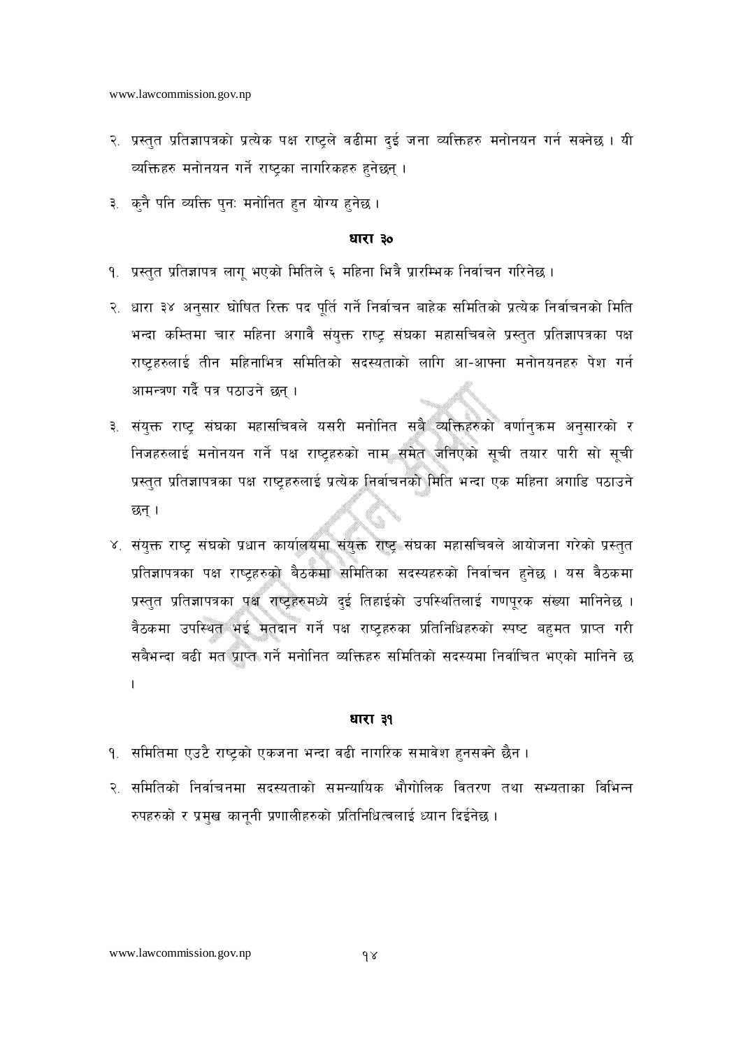२. प्रस्तुत प्रतिज्ञापत्रको प्रत्येक पक्ष राष्ट्रले बढीमा दुई जना व्यक्तिहरु मनोनयन गर्न सक्नेछ । यी व्यक्तिहरु मनोनयन गर्ने राष्ट्रका नागरिकहरु हुनेछन् ।

३. कुनै पनि व्यक्ति पुनः मनोनित हुन योग्य हुनेछ ।

## धारा ३०

१. प्रस्तुत प्रतिज्ञापत्र लागू भएको मितिले ६ महिना भित्रै प्रारम्भिक निर्वाचन गरिनेछ ।

२. धारा ३४ अनुसार घोषित रिक्त पद पूर्ति गर्ने निर्वाचन बाहेक समितिको प्रत्येक निर्वाचनको मिति भन्दा कम्तिमा चार महिना अगावै संयुक्त राष्ट्र संघका महासचिवले प्रस्तुत प्रतिज्ञापत्रका पक्ष राष्ट्रहरुलाई तीन महिनाभित्र समितिको सदस्यताको लागि आ-आफ्ना मनोनयनहरु पेश गर्न आमन्त्रण गर्दै पत्र पठाउने छन् ।

३. संयुक्त राष्ट्र संघका महासचिवले यसरी मनोनित सबै व्यक्तिहरुको वर्णानुक्रम अनुसारको र निजहरुलाई मनोनयन गर्ने पक्ष राष्ट्रहरुको नाम समेत जनिएको सूची तयार पारी सो सूची प्रस्तुत प्रतिज्ञापत्रका पक्ष राष्ट्रहरुलाई प्रत्येक निर्वाचनको मिति भन्दा एक महिना अगाडि पठाउने छन् ।

४. संयुक्त राष्ट्र संघको प्रधान कार्यालयमा संयुक्त राष्ट्र संघका महासचिवले आयोजना गरेको प्रस्तुत प्रतिज्ञापत्रका पक्ष राष्ट्रहरुको बैठकमा समितिका सदस्यहरुको निर्वाचन हुनेछ । यस बैठकमा प्रस्तुत प्रतिज्ञापत्रका पक्ष राष्ट्रहरुमध्ये दुई तिहाईको उपस्थितिलाई गणपूरक संख्या मानिनेछ । बैठकमा उपस्थित भई मतदान गर्ने पक्ष राष्ट्रहरुका प्रतिनिधिहरुको स्पष्ट बहुमत प्राप्त गरी सबैभन्दा बढी मत प्राप्त गर्ने मनोनित व्यक्तिहरु समितिको सदस्यमा निर्वाचित भएको मानिने छ ।

## धारा ३१

१. समितिमा एउटै राष्ट्रको एकजना भन्दा बढी नागरिक समावेश हुनसक्ने छैन ।

२. समितिको निर्वाचनमा सदस्यताको समन्यायिक भौगोलिक वितरण तथा सभ्यताका विभिन्न रुपहरुको र प्रमुख कानूनी प्रणालीहरुको प्रतिनिधित्वलाई ध्यान दिईनेछ ।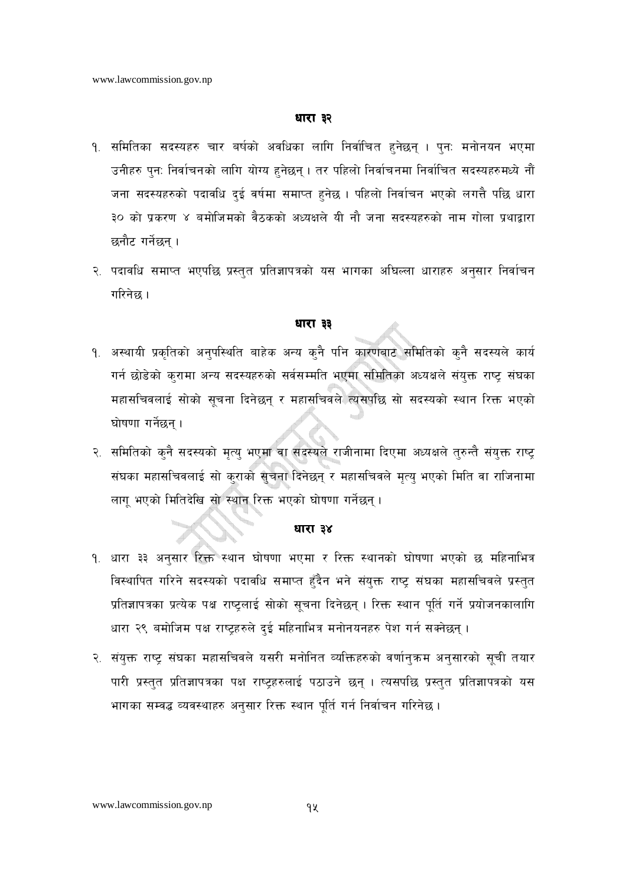### धारा ३२

१. समितिका सदस्यहरु चार बर्षको अवधिका लागि निर्वाचित हुनेछन् । पुनः मनोनयन भएमा उनीहरु पुनः निर्वाचनको लागि योग्य हुनेछन् । तर पहिलो निर्वाचनमा निर्वाचित सदस्यहरुमध्ये नौं जना सदस्यहरुको पदावधि दुई वर्षमा समाप्त हुनेछ । पहिलो निर्वाचन भएको लगत्तै पछि धारा ३० को प्रकरण ४ बमोजिमको बैठकको अध्यक्षले यी नौ जना सदस्यहरुको नाम गोला प्रथाद्वारा छनौट गर्नेछन् ।

२. पदावधि समाप्त भएपछि प्रस्तुत प्रतिज्ञापत्रको यस भागका अघिल्ला धाराहरु अनुसार निर्वाचन गरिनेछ ।

### धारा ३३

१. अस्थायी प्रकृतिको अनुपस्थिति बाहेक अन्य कुनै पनि कारणबाट समितिको कुनै सदस्यले कार्य गर्न छोडेको कुरामा अन्य सदस्यहरुको सर्वसम्मति भएमा समितिका अध्यक्षले संयुक्त राष्ट्र संघका महासचिवलाई सोको सूचना दिनेछन् र महासचिवले त्यसपछि सो सदस्यको स्थान रिक्त भएको घोषणा गर्नेछन् ।

२. समितिको कुनै सदस्यको मृत्यु भएमा वा सदस्यले राजीनामा दिएमा अध्यक्षले तुरुन्तै संयुक्त राष्ट्र संघका महासचिवलाई सो कुराको सुचना दिनेछन् र महासचिवले मृत्यु भएको मिति वा राजिनामा लागू भएको मितिदेखि सो स्थान रिक्त भएको घोषणा गर्नेछन् ।

### धारा ३४

१. धारा ३३ अनुसार रिक्त स्थान घोषणा भएमा र रिक्त स्थानको घोषणा भएको छ महिनाभित्र विस्थापित गरिने सदस्यको पदावधि समाप्त हुँदैन भने संयुक्त राष्ट्र संघका महासचिवले प्रस्तुत प्रतिज्ञापत्रका प्रत्येक पक्ष राष्ट्रलाई सोको सूचना दिनेछन् । रिक्त स्थान पूर्ति गर्ने प्रयोजनकालागि धारा २९ बमोजिम पक्ष राष्ट्रहरुले दुई महिनाभित्र मनोनयनहरु पेश गर्न सक्नेछन् ।

२. संयुक्त राष्ट्र संघका महासचिवले यसरी मनोनित व्यक्तिहरुको वर्णानुक्रम अनुसारको सूची तयार पारी प्रस्तुत प्रतिज्ञापत्रका पक्ष राष्ट्रहरुलाई पठाउने छन् । त्यसपछि प्रस्तुत प्रतिज्ञापत्रको यस भागका सम्वद्ध व्यवस्थाहरु अनुसार रिक्त स्थान पूर्ति गर्न निर्वाचन गरिनेछ ।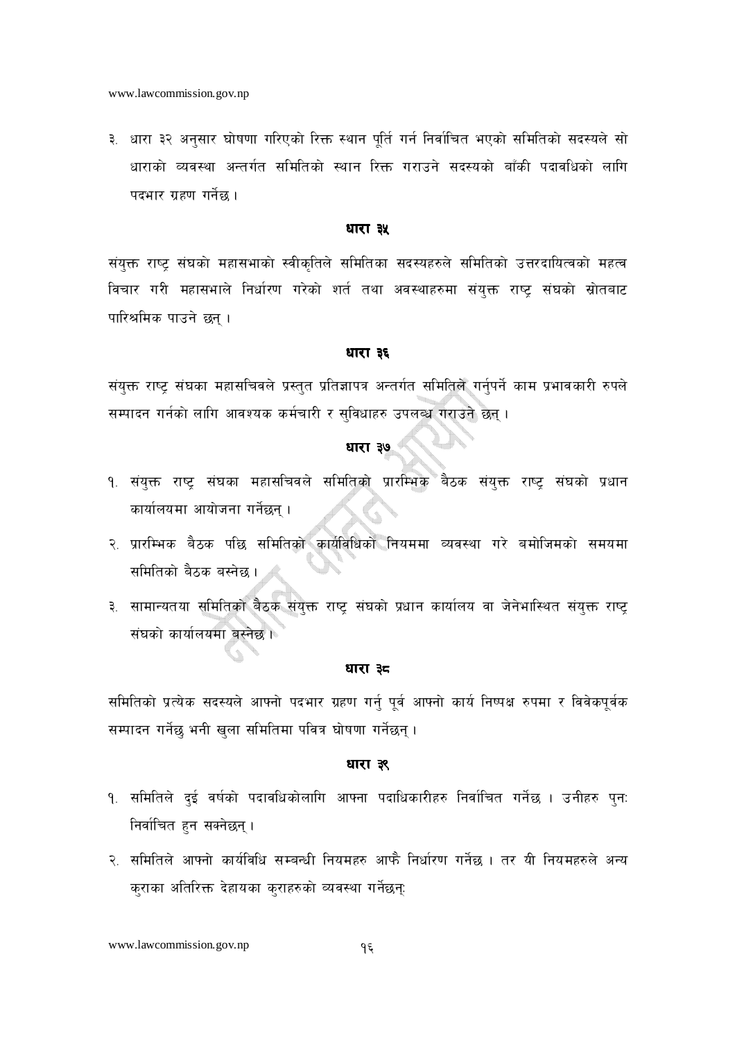३. धारा ३२ अनुसार घोषणा गरिएको रिक्त स्थान पूर्ति गर्न निर्वाचित भएको समितिको सदस्यले सो धाराको व्यवस्था अन्तर्गत समितिको स्थान रिक्त गराउने सदस्यको बाँकी पदावधिको लागि पदभार ग्रहण गर्नेछ ।

### धारा ३५

संयुक्त राष्ट्र संघको महासभाको स्वीकृतिले समितिका सदस्यहरुले समितिको उत्तरदायित्वको महत्व विचार गरी महासभाले निर्धारण गरेको शर्त तथा अवस्थाहरुमा संयुक्त राष्ट्र संघको स्रोतबाट पारिश्रमिक पाउने छन् ।

### धारा ३६

संयुक्त राष्ट्र संघका महासचिवले प्रस्तुत प्रतिज्ञापत्र अन्तर्गत समितिले गर्नुपर्ने काम प्रभावकारी रुपले सम्पादन गर्नको लागि आवश्यक कर्मचारी र सुविधाहरु उपलब्ध गराउने छन् ।

### धारा ३७

१. संयुक्त राष्ट्र संघका महासचिवले समितिको प्रारम्भिक बैठक संयुक्त राष्ट्र संघको प्रधान कार्यालयमा आयोजना गर्नेछन् ।

२. प्रारम्भिक बैठक पछि समितिको कार्यविधिको नियममा व्यवस्था गरे बमोजिमको समयमा समितिको बैठक बस्नेछ ।

३. सामान्यतया समितिको बैठक संयुक्त राष्ट्र संघको प्रधान कार्यालय वा जेनेभास्थित संयुक्त राष्ट्र संघको कार्यालयमा बस्नेछ ।

### धारा ३८

समितिको प्रत्येक सदस्यले आफ्नो पदभार ग्रहण गर्नु पूर्व आफ्नो कार्य निष्पक्ष रुपमा र विवेकपूर्वक सम्पादन गर्नेछु भनी खुला समितिमा पवित्र घोषणा गर्नेछन् ।

### धारा ३९

१. समितिले दुई वर्षको पदावधिकोलागि आफ्ना पदाधिकारीहरु निर्वाचित गर्नेछ । उनीहरु पुनः निर्वाचित हुन सक्नेछन् ।

२. समितिले आफ्नो कार्यविधि सम्बन्धी नियमहरु आफै निर्धारण गर्नेछ । तर यी नियमहरुले अन्य कुराका अतिरिक्त देहायका कुराहरुको व्यवस्था गर्नेछन्: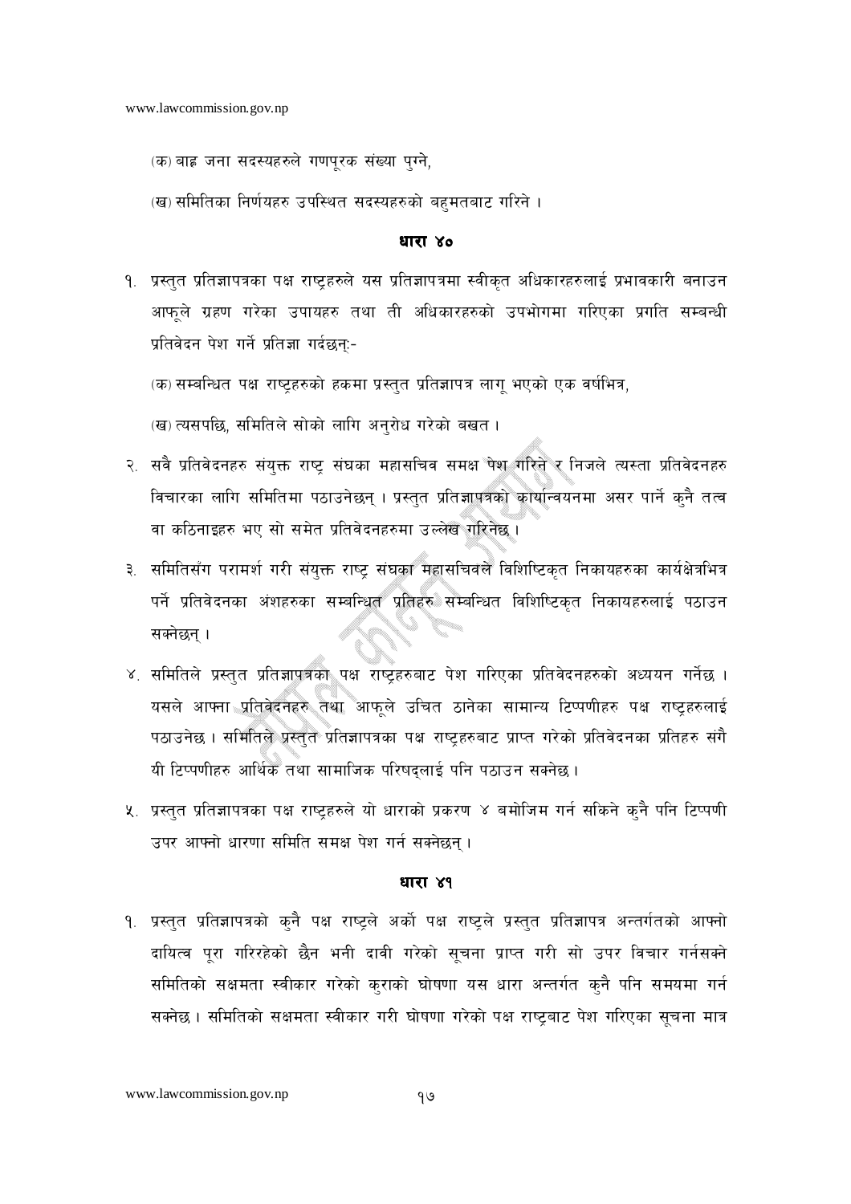(क) बाह्र जना सदस्यहरुले गणपूरक संख्या पुग्ने,

(ख) समितिका निर्णयहरु उपस्थित सदस्यहरुको बहुमतबाट गरिने ।

### धारा ४०

१. प्रस्तुत प्रतिज्ञापत्रका पक्ष राष्ट्रहरुले यस प्रतिज्ञापत्रमा स्वीकृत अधिकारहरुलाई प्रभावकारी बनाउन आफूले ग्रहण गरेका उपायहरु तथा ती अधिकारहरुको उपभोगमा गरिएका प्रगति सम्बन्धी प्रतिवेदन पेश गर्ने प्रतिज्ञा गर्दछन्:-

(क) सम्बन्धित पक्ष राष्ट्रहरुको हकमा प्रस्तुत प्रतिज्ञापत्र लागू भएको एक वर्षभित्र,

(ख) त्यसपछि, समितिले सोको लागि अनुरोध गरेको बखत ।

२. सबै प्रतिवेदनहरु संयुक्त राष्ट्र संघका महासचिव समक्ष पेश गरिने र निजले त्यस्ता प्रतिवेदनहरु विचारका लागि समितिमा पठाउनेछन् । प्रस्तुत प्रतिज्ञापत्रको कार्यान्वयनमा असर पार्ने कुनै तत्व वा कठिनाइहरु भए सो समेत प्रतिवेदनहरुमा उल्लेख गरिनेछ ।

३. समितिसँग परामर्श गरी संयुक्त राष्ट्र संघका महासचिवले विशिष्टिकृत निकायहरुका कार्यक्षेत्रभित्र पर्ने प्रतिवेदनका अंशहरुका सम्बन्धित प्रतिहरु सम्बन्धित विशिष्टिकृत निकायहरुलाई पठाउन सक्नेछन् ।

४. समितिले प्रस्तुत प्रतिज्ञापत्रका पक्ष राष्ट्रहरुबाट पेश गरिएका प्रतिवेदनहरुको अध्ययन गर्नेछ । यसले आफ्ना प्रतिवेदनहरु तथा आफूले उचित ठानेका सामान्य टिप्पणीहरु पक्ष राष्ट्रहरुलाई पठाउनेछ । समितिले प्रस्तुत प्रतिज्ञापत्रका पक्ष राष्ट्रहरुबाट प्राप्त गरेको प्रतिवेदनका प्रतिहरु संगै यी टिप्पणीहरु आर्थिक तथा सामाजिक परिषद्लाई पनि पठाउन सक्नेछ ।

५. प्रस्तुत प्रतिज्ञापत्रका पक्ष राष्ट्रहरुले यो धाराको प्रकरण ४ बमोजिम गर्न सकिने कुनै पनि टिप्पणी उपर आफ्नो धारणा समिति समक्ष पेश गर्न सक्नेछन् ।

### धारा ४१

१. प्रस्तुत प्रतिज्ञापत्रको कुनै पक्ष राष्ट्रले अर्को पक्ष राष्ट्रले प्रस्तुत प्रतिज्ञापत्र अन्तर्गतको आफ्नो दायित्व पूरा गरिरहेको छैन भनी दावी गरेको सूचना प्राप्त गरी सो उपर विचार गर्नसक्ने समितिको सक्षमता स्वीकार गरेको कुराको घोषणा यस धारा अन्तर्गत कुनै पनि समयमा गर्न सक्नेछ । समितिको सक्षमता स्वीकार गरी घोषणा गरेको पक्ष राष्ट्रबाट पेश गरिएका सूचना मात्र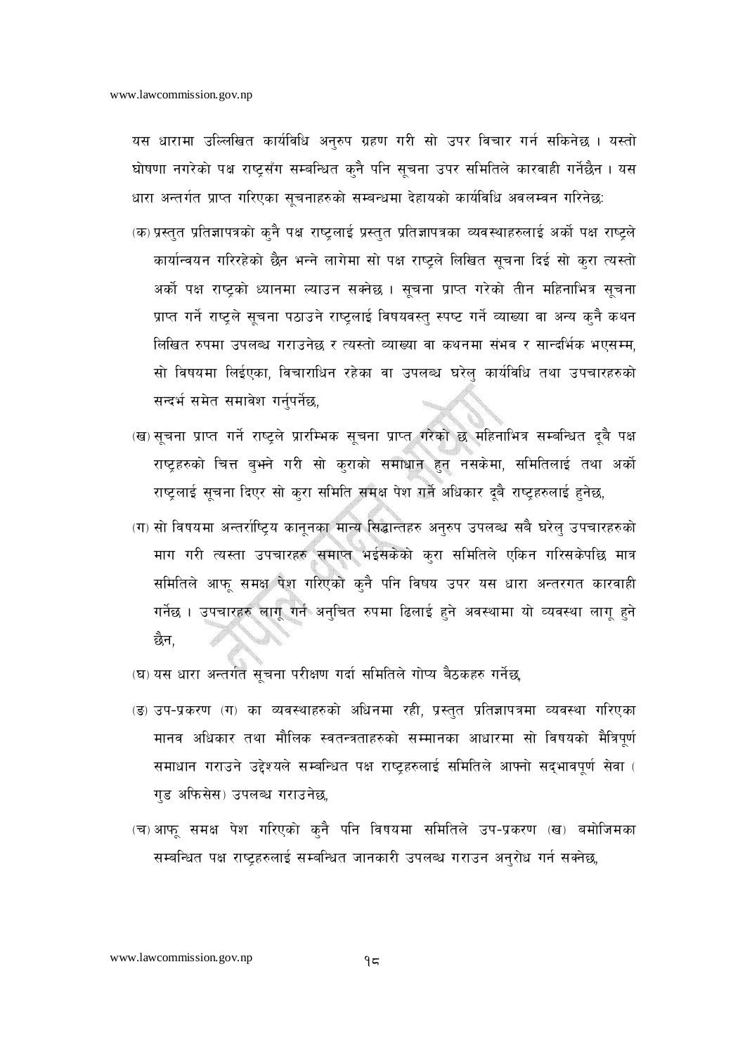यस धारामा उल्लिखित कार्यविधि अनुरुप ग्रहण गरी सो उपर विचार गर्न सकिनेछ । यस्तो घोषणा नगरेको पक्ष राष्ट्रसँग सम्बन्धित कुनै पनि सूचना उपर समितिले कारवाही गर्नेछैन । यस धारा अन्तर्गत प्राप्त गरिएका सूचनाहरुको सम्बन्धमा देहायको कार्यविधि अवलम्वन गरिनेछः

(क) प्रस्तुत प्रतिज्ञापत्रको कुनै पक्ष राष्ट्रलाई प्रस्तुत प्रतिज्ञापत्रका व्यवस्थाहरुलाई अर्को पक्ष राष्ट्रले कार्यान्वयन गरिरहेको छैन भन्ने लागेमा सो पक्ष राष्ट्रले लिखित सूचना दिई सो कुरा त्यस्तो अर्को पक्ष राष्ट्रको ध्यानमा ल्याउन सक्नेछ । सूचना प्राप्त गरेको तीन महिनाभित्र सूचना प्राप्त गर्ने राष्ट्रले सूचना पठाउने राष्ट्रलाई विषयवस्तु स्पष्ट गर्ने व्याख्या वा अन्य कुनै कथन लिखित रुपमा उपलब्ध गराउनेछ र त्यस्तो व्याख्या वा कथनमा संभव र सान्दर्भिक भएसम्म, सो विषयमा लिईएका, विचाराधिन रहेका वा उपलब्ध घरेलु कार्यविधि तथा उपचारहरुको सन्दर्भ समेत समावेश गर्नुपर्नेछ,

(ख) सूचना प्राप्त गर्ने राष्ट्रले प्रारम्भिक सूचना प्राप्त गरेको छ महिनाभित्र सम्बन्धित दूबै पक्ष राष्ट्रहरुको चित्त बुझ्ने गरी सो कुराको समाधान हुन नसकेमा, समितिलाई तथा अर्को राष्ट्रलाई सूचना दिएर सो कुरा समिति समक्ष पेश गर्ने अधिकार दूबै राष्ट्रहरुलाई हुनेछ,

(ग) सो विषयमा अन्तर्राष्ट्रिय कानूनका मान्य सिद्धान्तहरु अनुरुप उपलब्ध सबै घरेलु उपचारहरुको माग गरी त्यस्ता उपचारहरु समाप्त भईसकेको कुरा समितिले एकिन गरिसकेपछि मात्र समितिले आफू समक्ष पेश गरिएको कुनै पनि विषय उपर यस धारा अन्तरगत कारवाही गर्नेछ । उपचारहरु लागू गर्न अनुचित रुपमा ढिलाई हुने अवस्थामा यो व्यवस्था लागू हुने छैन,

(घ) यस धारा अन्तर्गत सूचना परीक्षण गर्दा समितिले गोप्य बैठकहरु गर्नेछ,

(ङ) उप-प्रकरण (ग) का व्यवस्थाहरुको अधिनमा रही, प्रस्तुत प्रतिज्ञापत्रमा व्यवस्था गरिएका मानव अधिकार तथा मौलिक स्वतन्त्रताहरुको सम्मानका आधारमा सो विषयको मैत्रिपूर्ण समाधान गराउने उद्देश्यले सम्बन्धित पक्ष राष्ट्रहरुलाई समितिले आफ्नो सद्भावपूर्ण सेवा ( गुड अफिसेस) उपलब्ध गराउनेछ,

(च) आफू समक्ष पेश गरिएको कुनै पनि विषयमा समितिले उप-प्रकरण (ख) बमोजिमका सम्बन्धित पक्ष राष्ट्रहरुलाई सम्बन्धित जानकारी उपलब्ध गराउन अनुरोध गर्न सक्नेछ,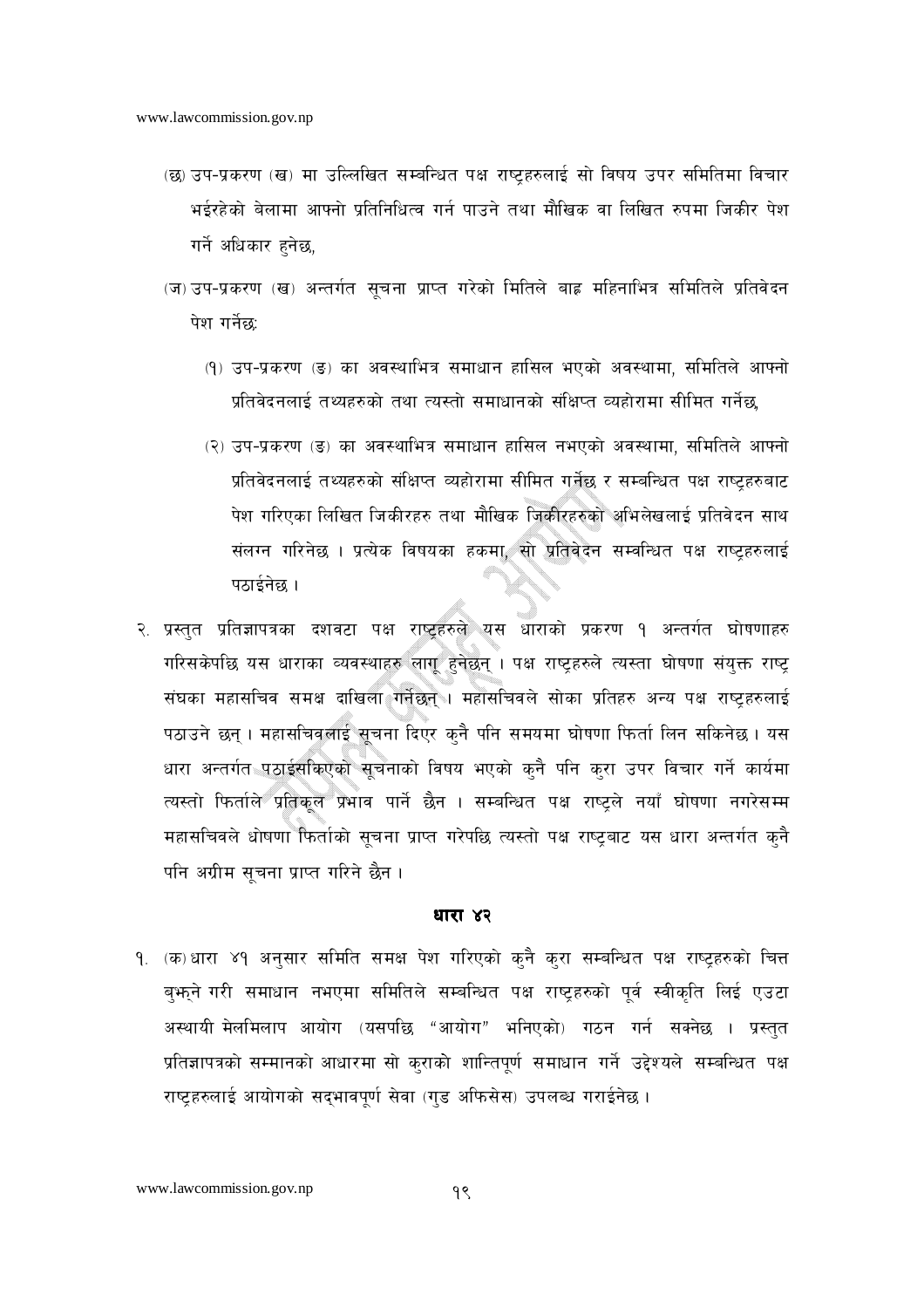(छ) उप-प्रकरण (ख) मा उल्लिखित सम्बन्धित पक्ष राष्ट्रहरुलाई सो विषय उपर समितिमा विचार भईरहेको बेलामा आफ्नो प्रतिनिधित्व गर्न पाउने तथा मौखिक वा लिखित रुपमा जिकीर पेश गर्ने अधिकार हुनेछ,

(ज) उप-प्रकरण (ख) अन्तर्गत सूचना प्राप्त गरेको मितिले बाह्र महिनाभित्र समितिले प्रतिवेदन पेश गर्नेछः

(१) उप-प्रकरण (ङ) का अवस्थाभित्र समाधान हासिल भएको अवस्थामा, समितिले आफ्नो प्रतिवेदनलाई तथ्यहरुको तथा त्यस्तो समाधानको संक्षिप्त व्यहोरामा सीमित गर्नेछ,

(२) उप-प्रकरण (ङ) का अवस्थाभित्र समाधान हासिल नभएको अवस्थामा, समितिले आफ्नो प्रतिवेदनलाई तथ्यहरुको संक्षिप्त व्यहोरामा सीमित गर्नेछ र सम्बन्धित पक्ष राष्ट्रहरुबाट पेश गरिएका लिखित जिकीरहरु तथा मौखिक जिकीरहरुको अभिलेखलाई प्रतिवेदन साथ संलग्न गरिनेछ । प्रत्येक विषयका हकमा, सो प्रतिवेदन सम्बन्धित पक्ष राष्ट्रहरुलाई पठाईनेछ ।

२. प्रस्तुत प्रतिज्ञापत्रका दशवटा पक्ष राष्ट्रहरुले यस धाराको प्रकरण १ अन्तर्गत घोषणाहरु गरिसकेपछि यस धाराका व्यवस्थाहरु लागू हुनेछन् । पक्ष राष्ट्रहरुले त्यस्ता घोषणा संयुक्त राष्ट्र संघका महासचिव समक्ष दाखिला गर्नेछन् । महासचिवले सोका प्रतिहरु अन्य पक्ष राष्ट्रहरुलाई पठाउने छन् । महासचिवलाई सूचना दिएर कुनै पनि समयमा घोषणा फिर्ता लिन सकिनेछ । यस धारा अन्तर्गत पठाईसकिएको सूचनाको विषय भएको कुनै पनि कुरा उपर विचार गर्ने कार्यमा त्यस्तो फिर्ताले प्रतिकूल प्रभाव पार्ने छैन । सम्बन्धित पक्ष राष्ट्रले नयाँ घोषणा नगरेसम्म महासचिवले धोषणा फिर्ताको सूचना प्राप्त गरेपछि त्यस्तो पक्ष राष्ट्रबाट यस धारा अन्तर्गत कुनै पनि अग्रीम सूचना प्राप्त गरिने छैन ।

## धारा ४२

१. (क) धारा ४१ अनुसार समिति समक्ष पेश गरिएको कुनै कुरा सम्बन्धित पक्ष राष्ट्रहरुको चित्त बुझ्ने गरी समाधान नभएमा समितिले सम्बन्धित पक्ष राष्ट्रहरुको पूर्व स्वीकृति लिई एउटा अस्थायी मेलमिलाप आयोग (यसपछि "आयोग" भनिएको) गठन गर्न सक्नेछ । प्रस्तुत प्रतिज्ञापत्रको सम्मानको आधारमा सो कुराको शान्तिपूर्ण समाधान गर्ने उद्देश्यले सम्बन्धित पक्ष राष्ट्रहरुलाई आयोगको सद्भावपूर्ण सेवा (गुड अफिसेस) उपलब्ध गराईनेछ ।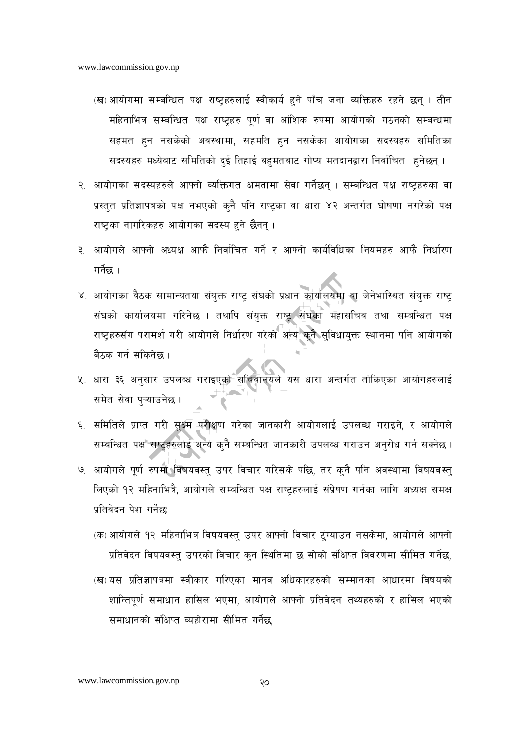(ख) आयोगमा सम्बन्धित पक्ष राष्ट्रहरुलाई स्वीकार्य हुने पाँच जना व्यक्तिहरु रहने छन् । तीन महिनाभित्र सम्बन्धित पक्ष राष्ट्रहरु पूर्ण वा आंशिक रुपमा आयोगको गठनको सम्बन्धमा सहमत हुन नसकेको अवस्थामा, सहमति हुन नसकेका आयोगका सदस्यहरु समितिका सदस्यहरु मध्येबाट समितिको दुई तिहाई बहुमतबाट गोप्य मतदानद्वारा निर्वाचित हुनेछन् ।

२. आयोगका सदस्यहरुले आफ्नो व्यक्तिगत क्षमतामा सेवा गर्नेछन् । सम्बन्धित पक्ष राष्ट्रहरुका वा प्रस्तुत प्रतिज्ञापत्रको पक्ष नभएको कुनै पनि राष्ट्रका वा धारा ४२ अन्तर्गत घोषणा नगरेको पक्ष राष्ट्रका नागरिकहरु आयोगका सदस्य हुने छैनन् ।

३. आयोगले आफ्नो अध्यक्ष आफै निर्वाचित गर्ने र आफ्नो कार्यविधिका नियमहरु आफै निर्धारण गर्नेछ ।

४. आयोगका बैठक सामान्यतया संयुक्त राष्ट्र संघको प्रधान कार्यालयमा वा जेनेभास्थित संयुक्त राष्ट्र संघको कार्यालयमा गरिनेछ । तथापि संयुक्त राष्ट्र संघका महासचिव तथा सम्बन्धित पक्ष राष्ट्रहरुसँग परामर्श गरी आयोगले निर्धारण गरेको अन्य कुनै सुविधायुक्त स्थानमा पनि आयोगको बैठक गर्न सकिनेछ ।

५. धारा ३६ अनुसार उपलब्ध गराइएको सचिवालयले यस धारा अन्तर्गत तोकिएका आयोगहरुलाई समेत सेवा पुऱ्याउनेछ ।

६. समितिले प्राप्त गरी सुक्ष्म परीक्षण गरेका जानकारी आयोगलाई उपलब्ध गराइने, र आयोगले सम्बन्धित पक्ष राष्ट्रहरुलाई अन्य कुनै सम्बन्धित जानकारी उपलब्ध गराउन अनुरोध गर्न सक्नेछ ।

७. आयोगले पूर्ण रुपमा विषयवस्तु उपर विचार गरिसके पछि, तर कुनै पनि अवस्थामा विषयवस्तु लिएको १२ महिनाभित्रै, आयोगले सम्बन्धित पक्ष राष्ट्रहरुलाई संप्रेषण गर्नका लागि अध्यक्ष समक्ष प्रतिवेदन पेश गर्नेछः

(क) आयोगले १२ महिनाभित्र विषयवस्तु उपर आफ्नो विचार टुंग्याउन नसकेमा, आयोगले आफ्नो प्रतिवेदन विषयवस्तु उपरको विचार कुन स्थितिमा छ सोको संक्षिप्त विवरणमा सीमित गर्नेछ,

(ख) यस प्रतिज्ञापत्रमा स्वीकार गरिएका मानव अधिकारहरुको सम्मानका आधारमा विषयको शान्तिपूर्ण समाधान हासिल भएमा, आयोगले आफ्नो प्रतिवेदन तथ्यहरुको र हासिल भएको समाधानको संक्षिप्त व्यहोरामा सीमित गर्नेछ,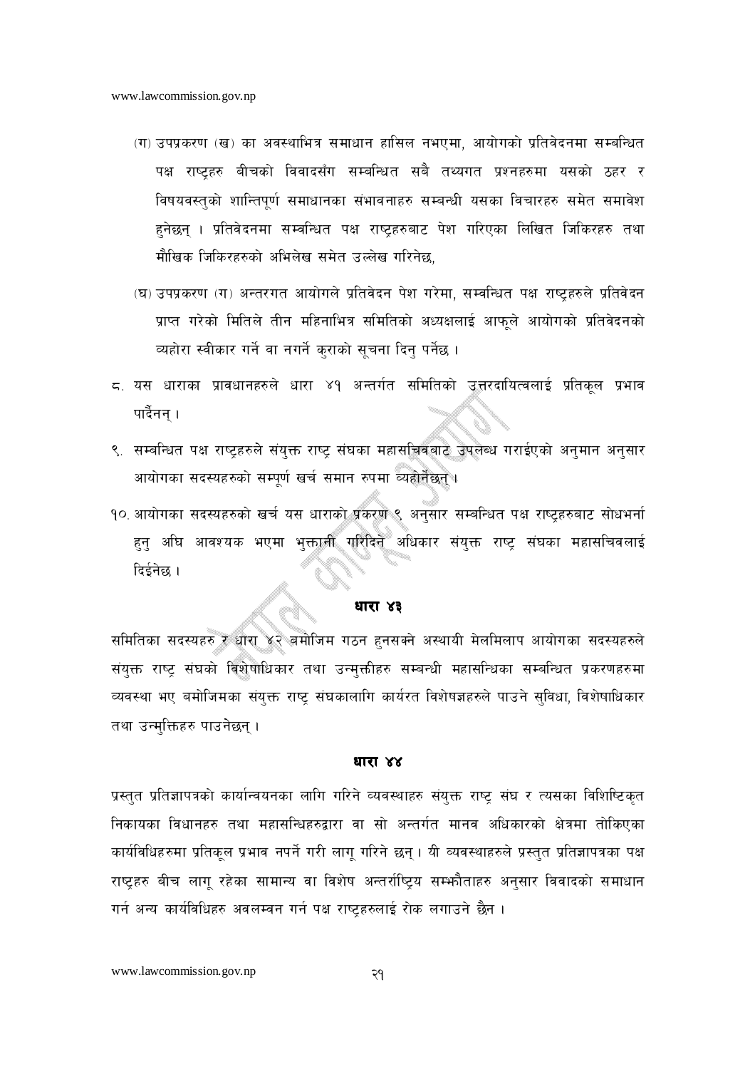(ग) उपप्रकरण (ख) का अवस्थाभित्र समाधान हासिल नभएमा, आयोगको प्रतिवेदनमा सम्बन्धित पक्ष राष्ट्रहरु बीचको विवादसँग सम्बन्धित सबै तथ्यगत प्रश्नहरुमा यसको ठहर र विषयवस्तुको शान्तिपूर्ण समाधानका संभावनाहरु सम्बन्धी यसका विचारहरु समेत समावेश हुनेछन् । प्रतिवेदनमा सम्बन्धित पक्ष राष्ट्रहरुबाट पेश गरिएका लिखित जिकिरहरु तथा मौखिक जिकिरहरुको अभिलेख समेत उल्लेख गरिनेछ,

(घ) उपप्रकरण (ग) अन्तरगत आयोगले प्रतिवेदन पेश गरेमा, सम्बन्धित पक्ष राष्ट्रहरुले प्रतिवेदन प्राप्त गरेको मितिले तीन महिनाभित्र समितिको अध्यक्षलाई आफूले आयोगको प्रतिवेदनको व्यहोरा स्वीकार गर्ने वा नगर्ने कुराको सूचना दिनु पर्नेछ ।

८. यस धाराका प्रावधानहरुले धारा ४१ अन्तर्गत समितिको उत्तरदायित्वलाई प्रतिकूल प्रभाव पार्दैनन् ।

९. सम्बन्धित पक्ष राष्ट्रहरुले संयुक्त राष्ट्र संघका महासचिवबाट उपलब्ध गराईएको अनुमान अनुसार आयोगका सदस्यहरुको सम्पूर्ण खर्च समान रुपमा व्यहोर्नेछन् ।

१०. आयोगका सदस्यहरुको खर्च यस धाराको प्रकरण ९ अनुसार सम्बन्धित पक्ष राष्ट्रहरुबाट सोधभर्ना हुनु अघि आवश्यक भएमा भुक्तानी गरिदिने अधिकार संयुक्त राष्ट्र संघका महासचिवलाई दिईनेछ ।

## धारा ४३

समितिका सदस्यहरु र धारा ४२ बमोजिम गठन हुनसक्ने अस्थायी मेलमिलाप आयोगका सदस्यहरुले संयुक्त राष्ट्र संघको विशेषाधिकार तथा उन्मुक्तीहरु सम्बन्धी महासन्धिका सम्बन्धित प्रकरणहरुमा व्यवस्था भए बमोजिमका संयुक्त राष्ट्र संघकालागि कार्यरत विशेषज्ञहरुले पाउने सुविधा, विशेषाधिकार तथा उन्मुक्तिहरु पाउनेछन् ।

## धारा ४४

प्रस्तुत प्रतिज्ञापत्रको कार्यान्वयनका लागि गरिने व्यवस्थाहरु संयुक्त राष्ट्र संघ र त्यसका विशिष्टिकृत निकायका विधानहरु तथा महासन्धिहरुद्वारा वा सो अन्तर्गत मानव अधिकारको क्षेत्रमा तोकिएका कार्यविधिहरुमा प्रतिकूल प्रभाव नपर्ने गरी लागू गरिने छन् । यी व्यवस्थाहरुले प्रस्तुत प्रतिज्ञापत्रका पक्ष राष्ट्रहरु बीच लागू रहेका सामान्य वा विशेष अन्तर्राष्ट्रिय सम्झौताहरु अनुसार विवादको समाधान गर्न अन्य कार्यविधिहरु अवलम्बन गर्न पक्ष राष्ट्रहरुलाई रोक लगाउने छैन ।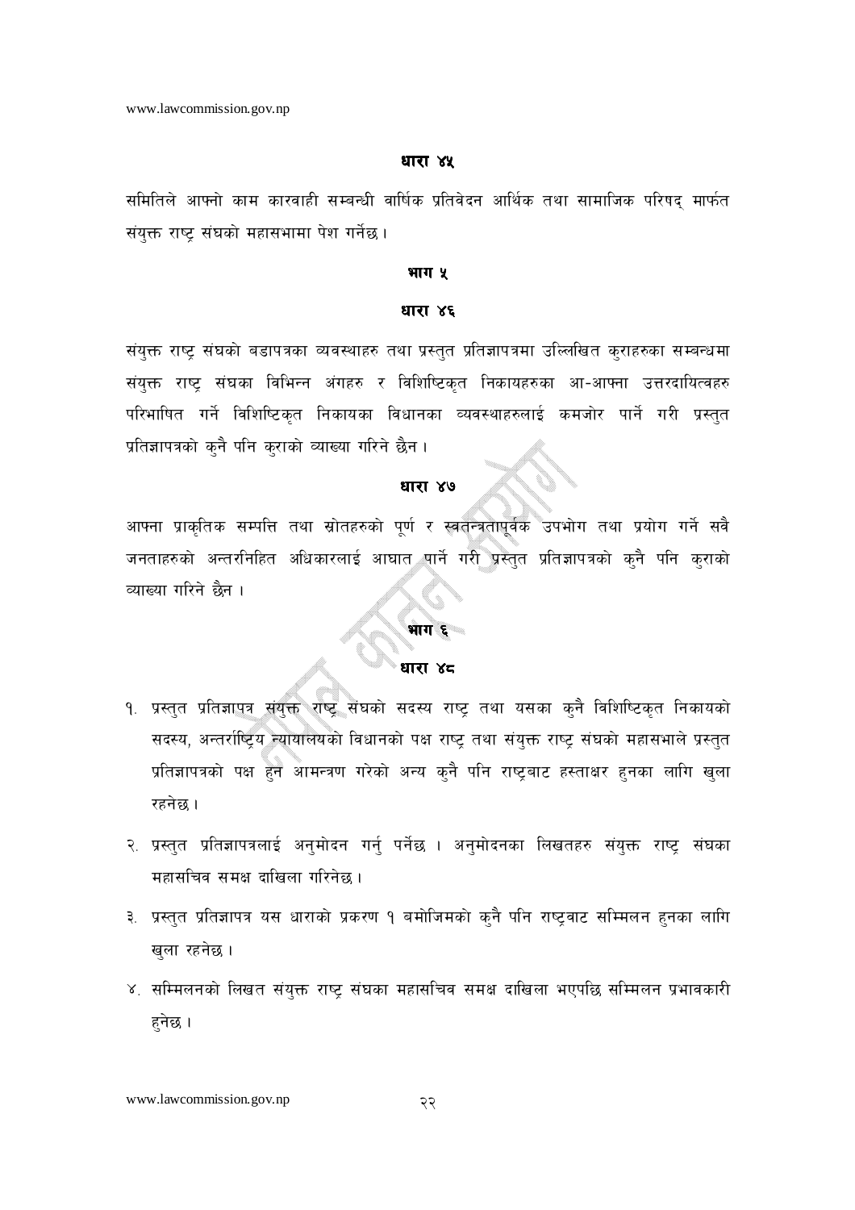### धारा ४५

समितिले आफ्नो काम कारवाही सम्बन्धी वार्षिक प्रतिवेदन आर्थिक तथा सामाजिक परिषद् मार्फत संयुक्त राष्ट्र संघको महासभामा पेश गर्नेछ।

## भाग ५

### धारा ४६

संयुक्त राष्ट्र संघको बडापत्रका व्यवस्थाहरु तथा प्रस्तुत प्रतिज्ञापत्रमा उल्लिखित कुराहरुका सम्बन्धमा संयुक्त राष्ट्र संघका विभिन्न अंगहरु र विशिष्टिकृत निकायहरुका आ-आफ्ना उत्तरदायित्वहरु परिभाषित गर्ने विशिष्टिकृत निकायका विधानका व्यवस्थाहरुलाई कमजोर पार्ने गरी प्रस्तुत प्रतिज्ञापत्रको कुनै पनि कुराको व्याख्या गरिने छैन।

### धारा ४७

आफ्ना प्राकृतिक सम्पत्ति तथा स्रोतहरुको पूर्ण र स्वतन्त्रतापूर्वक उपभोग तथा प्रयोग गर्ने सवै जनताहरुको अन्तरनिहित अधिकारलाई आघात पार्ने गरी प्रस्तुत प्रतिज्ञापत्रको कुनै पनि कुराको व्याख्या गरिने छैन।

## भाग ६

### धारा ४८

१. प्रस्तुत प्रतिज्ञापत्र संयुक्त राष्ट्र संघको सदस्य राष्ट्र तथा यसका कुनै विशिष्टिकृत निकायको सदस्य, अन्तर्राष्ट्रिय न्यायालयको विधानको पक्ष राष्ट्र तथा संयुक्त राष्ट्र संघको महासभाले प्रस्तुत प्रतिज्ञापत्रको पक्ष हुन आमन्त्रण गरेको अन्य कुनै पनि राष्ट्रबाट हस्ताक्षर हुनका लागि खुला रहनेछ।

२. प्रस्तुत प्रतिज्ञापत्रलाई अनुमोदन गर्नु पर्नेछ। अनुमोदनका लिखतहरु संयुक्त राष्ट्र संघका महासचिव समक्ष दाखिला गरिनेछ।

३. प्रस्तुत प्रतिज्ञापत्र यस धाराको प्रकरण १ बमोजिमको कुनै पनि राष्ट्रवाट सम्मिलन हुनका लागि खुला रहनेछ।

४. सम्मिलनको लिखत संयुक्त राष्ट्र संघका महासचिव समक्ष दाखिला भएपछि सम्मिलन प्रभावकारी हुनेछ।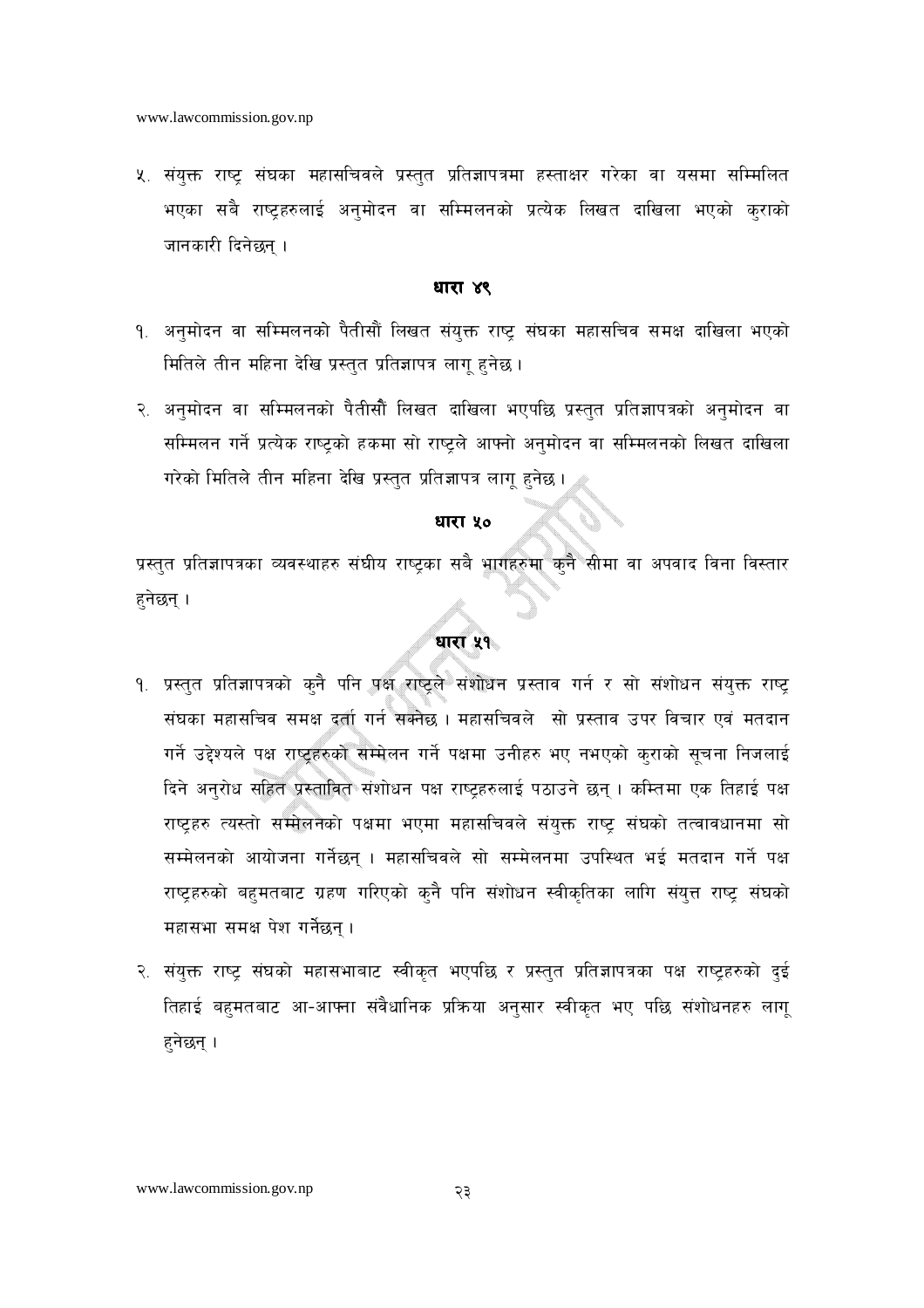५. संयुक्त राष्ट्र संघका महासचिवले प्रस्तुत प्रतिज्ञापत्रमा हस्ताक्षर गरेका वा यसमा सम्मिलित भएका सबै राष्ट्रहरुलाई अनुमोदन वा सम्मिलनको प्रत्येक लिखत दाखिला भएको कुराको जानकारी दिनेछन् ।

### धारा ४९

१. अनुमोदन वा सम्मिलनको पैतीसौं लिखत संयुक्त राष्ट्र संघका महासचिव समक्ष दाखिला भएको मितिले तीन महिना देखि प्रस्तुत प्रतिज्ञापत्र लागू हुनेछ ।

२. अनुमोदन वा सम्मिलनको पैतीसौं लिखत दाखिला भएपछि प्रस्तुत प्रतिज्ञापत्रको अनुमोदन वा सम्मिलन गर्ने प्रत्येक राष्ट्रको हकमा सो राष्ट्रले आफ्नो अनुमोदन वा सम्मिलनको लिखत दाखिला गरेको मितिले तीन महिना देखि प्रस्तुत प्रतिज्ञापत्र लागू हुनेछ ।

### धारा ५०

प्रस्तुत प्रतिज्ञापत्रका व्यवस्थाहरु संघीय राष्ट्रका सबै भागहरुमा कुनै सीमा वा अपवाद विना विस्तार हुनेछन् ।

### धारा ५१

१. प्रस्तुत प्रतिज्ञापत्रको कुनै पनि पक्ष राष्ट्रले संशोधन प्रस्ताव गर्न र सो संशोधन संयुक्त राष्ट्र संघका महासचिव समक्ष दर्ता गर्न सक्नेछ । महासचिवले सो प्रस्ताव उपर विचार एवं मतदान गर्ने उद्देश्यले पक्ष राष्ट्रहरुको सम्मेलन गर्ने पक्षमा उनीहरु भए नभएको कुराको सूचना निजलाई दिने अनुरोध सहित प्रस्तावित संशोधन पक्ष राष्ट्रहरुलाई पठाउने छन् । कम्तिमा एक तिहाई पक्ष राष्ट्रहरु त्यस्तो सम्मेलनको पक्षमा भएमा महासचिवले संयुक्त राष्ट्र संघको तत्वावधानमा सो सम्मेलनको आयोजना गर्नेछन् । महासचिवले सो सम्मेलनमा उपस्थित भई मतदान गर्ने पक्ष राष्ट्रहरुको बहुमतबाट ग्रहण गरिएको कुनै पनि संशोधन स्वीकृतिका लागि संयुक्त राष्ट्र संघको महासभा समक्ष पेश गर्नेछन् ।

२. संयुक्त राष्ट्र संघको महासभाबाट स्वीकृत भएपछि र प्रस्तुत प्रतिज्ञापत्रका पक्ष राष्ट्रहरुको दुई तिहाई बहुमतबाट आ-आफ्ना संवैधानिक प्रक्रिया अनुसार स्वीकृत भए पछि संशोधनहरु लागू हुनेछन् ।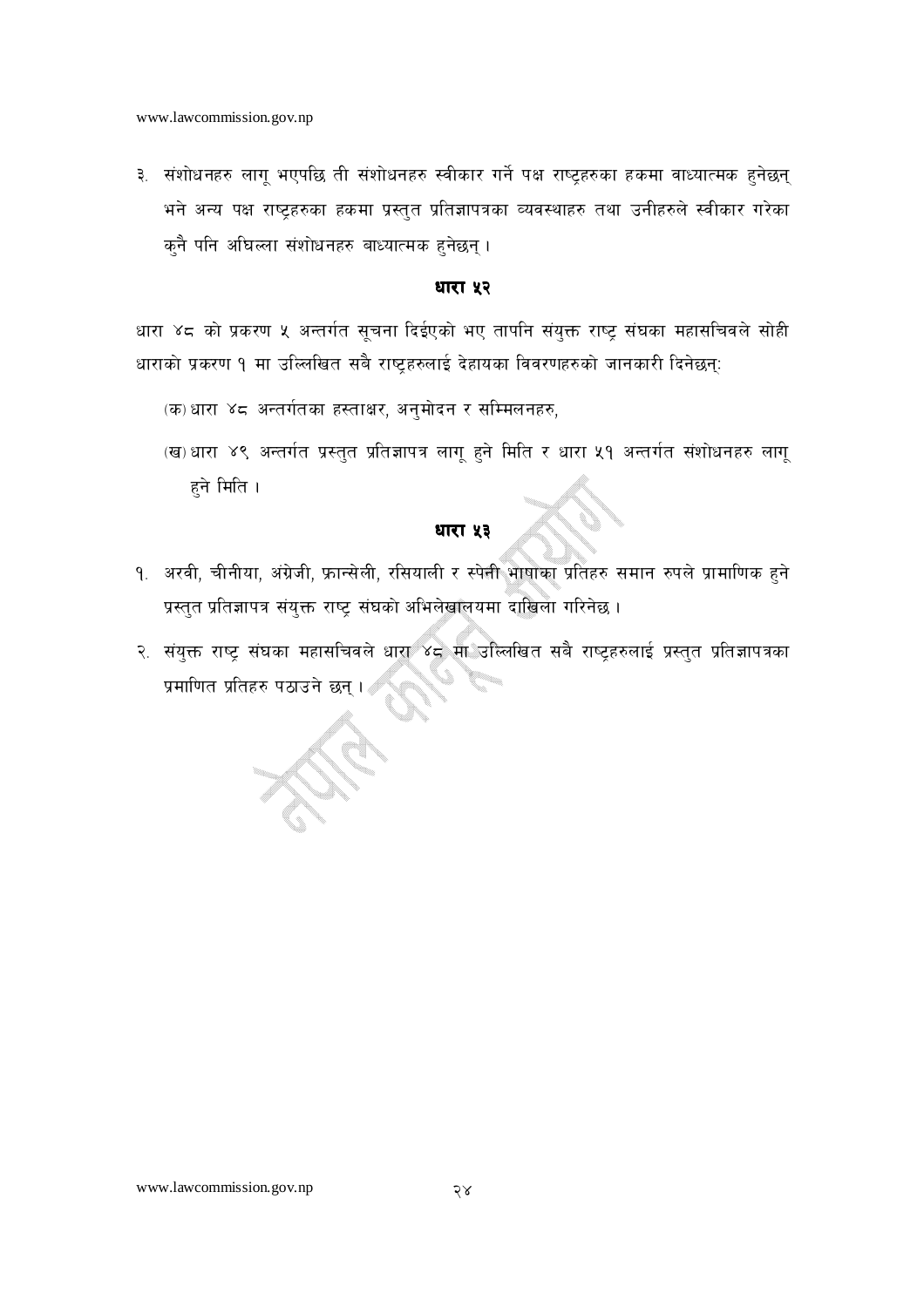३. संशोधनहरु लागू भएपछि ती संशोधनहरु स्वीकार गर्ने पक्ष राष्ट्रहरुका हकमा बाध्यात्मक हुनेछन् भने अन्य पक्ष राष्ट्रहरुका हकमा प्रस्तुत प्रतिज्ञापत्रका व्यवस्थाहरु तथा उनीहरुले स्वीकार गरेका कुनै पनि अघिल्ला संशोधनहरु बाध्यात्मक हुनेछन् ।

## धारा ५२

धारा ४८ को प्रकरण ५ अन्तर्गत सूचना दिईएको भए तापनि संयुक्त राष्ट्र संघका महासचिवले सोही धाराको प्रकरण १ मा उल्लिखित सबै राष्ट्रहरुलाई देहायका विवरणहरुको जानकारी दिनेछन्:

(क) धारा ४८ अन्तर्गतका हस्ताक्षर, अनुमोदन र सम्मिलनहरु,

(ख) धारा ४९ अन्तर्गत प्रस्तुत प्रतिज्ञापत्र लागू हुने मिति र धारा ५१ अन्तर्गत संशोधनहरु लागू हुने मिति ।

## धारा ५३

१. अरबी, चीनीया, अंग्रेजी, फ्रान्सेली, रसियाली र स्पेनी भाषाका प्रतिहरु समान रुपले प्रामाणिक हुने प्रस्तुत प्रतिज्ञापत्र संयुक्त राष्ट्र संघको अभिलेखालयमा दाखिला गरिनेछ ।

२. संयुक्त राष्ट्र संघका महासचिवले धारा ४८ मा उल्लिखित सबै राष्ट्रहरुलाई प्रस्तुत प्रतिज्ञापत्रका प्रमाणित प्रतिहरु पठाउने छन् ।